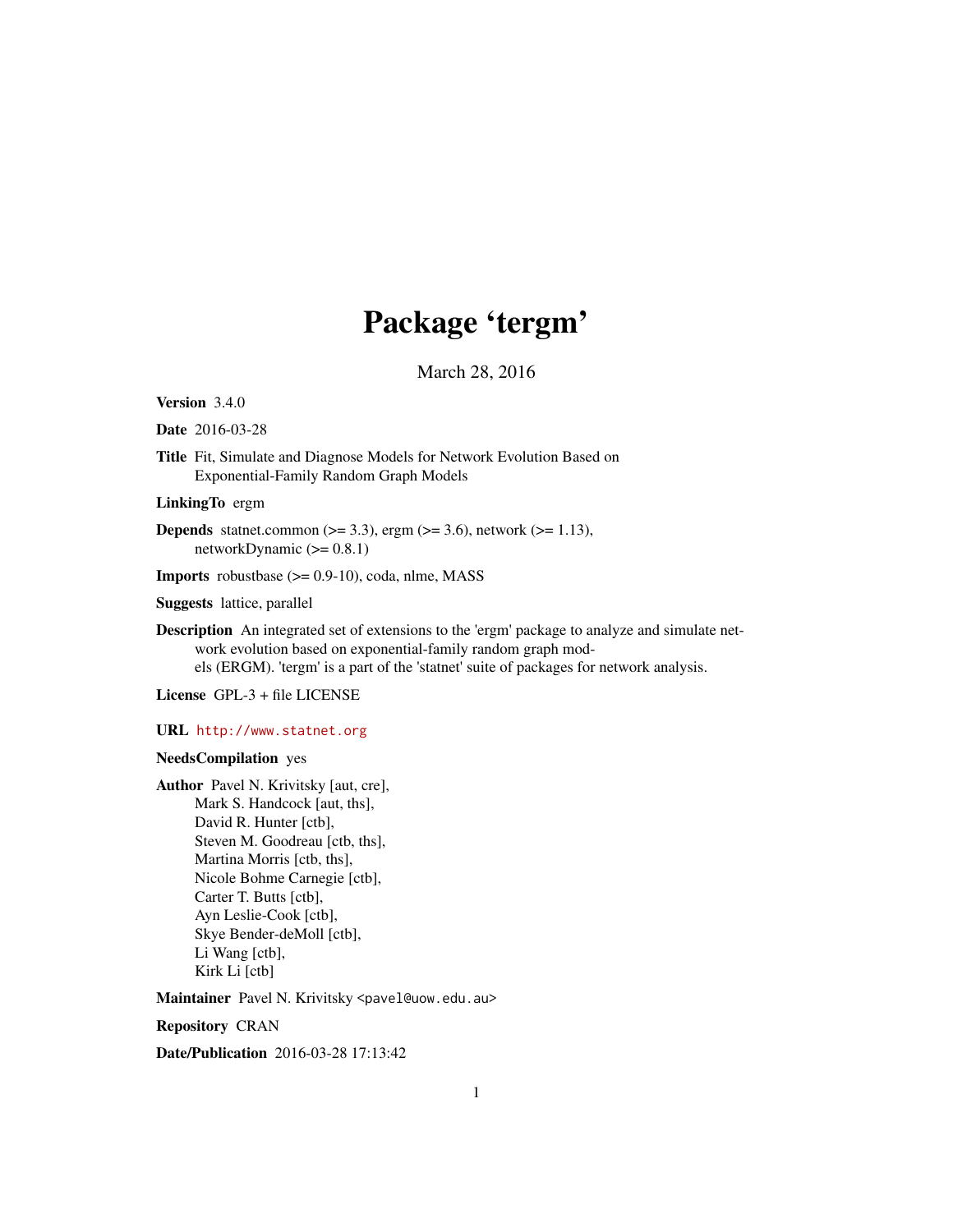# Package 'tergm'

March 28, 2016

**Version** 3.4.0

**Date** 2016-03-28

**Title** Fit, Simulate and Diagnose Models for Network Evolution Based on Exponential-Family Random Graph Models

**LinkingTo** ergm

**Depends** statnet.common (>= 3.3), ergm (>= 3.6), network (>= 1.13), networkDynamic (>= 0.8.1)

**Imports** robustbase (>= 0.9-10), coda, nlme, MASS

**Suggests** lattice, parallel

**Description** An integrated set of extensions to the 'ergm' package to analyze and simulate network evolution based on exponential-family random graph models (ERGM). 'tergm' is a part of the 'statnet' suite of packages for network analysis.

**License** GPL-3 + file LICENSE

**URL** http://www.statnet.org

**NeedsCompilation** yes

**Author** Pavel N. Krivitsky [aut, cre],
Mark S. Handcock [aut, ths],
David R. Hunter [ctb],
Steven M. Goodreau [ctb, ths],
Martina Morris [ctb, ths],
Nicole Bohme Carnegie [ctb],
Carter T. Butts [ctb],
Ayn Leslie-Cook [ctb],
Skye Bender-deMoll [ctb],
Li Wang [ctb],
Kirk Li [ctb]

**Maintainer** Pavel N. Krivitsky <pavel@uow.edu.au>

**Repository** CRAN

**Date/Publication** 2016-03-28 17:13:42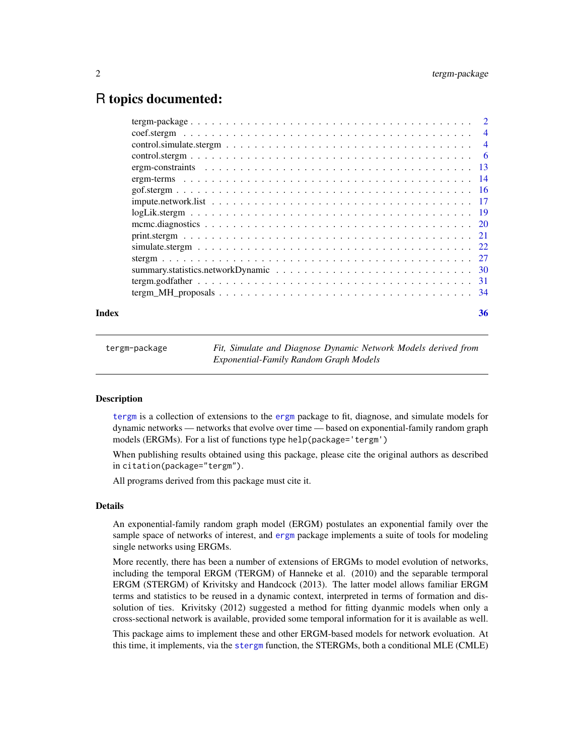# R topics documented:

| | |
|---|---|
| tergm-package | 2 |
| coef.stergm | 4 |
| control.simulate.stergm | 4 |
| control.stergm | 6 |
| ergm-constraints | 13 |
| ergm-terms | 14 |
| gof.stergm | 16 |
| impute.network.list | 17 |
| logLik.stergm | 19 |
| mcmc.diagnostics | 20 |
| print.stergm | 21 |
| simulate.stergm | 22 |
| stergm | 27 |
| summary.statistics.networkDynamic | 30 |
| tergm.godfather | 31 |
| tergm_MH_proposals | 34 |

**Index** 36

---

`tergm-package` *Fit, Simulate and Diagnose Dynamic Network Models derived from Exponential-Family Random Graph Models*

---

## Description

`tergm` is a collection of extensions to the `ergm` package to fit, diagnose, and simulate models for dynamic networks — networks that evolve over time — based on exponential-family random graph models (ERGMs). For a list of functions type `help(package='tergm')`

When publishing results obtained using this package, please cite the original authors as described in `citation(package="tergm")`.

All programs derived from this package must cite it.

## Details

An exponential-family random graph model (ERGM) postulates an exponential family over the sample space of networks of interest, and `ergm` package implements a suite of tools for modeling single networks using ERGMs.

More recently, there has been a number of extensions of ERGMs to model evolution of networks, including the temporal ERGM (TERGM) of Hanneke et al. (2010) and the separable termporal ERGM (STERGM) of Krivitsky and Handcock (2013). The latter model allows familiar ERGM terms and statistics to be reused in a dynamic context, interpreted in terms of formation and dissolution of ties. Krivitsky (2012) suggested a method for fitting dyanmic models when only a cross-sectional network is available, provided some temporal information for it is available as well.

This package aims to implement these and other ERGM-based models for network evolution. At this time, it implements, via the `stergm` function, the STERGMs, both a conditional MLE (CMLE)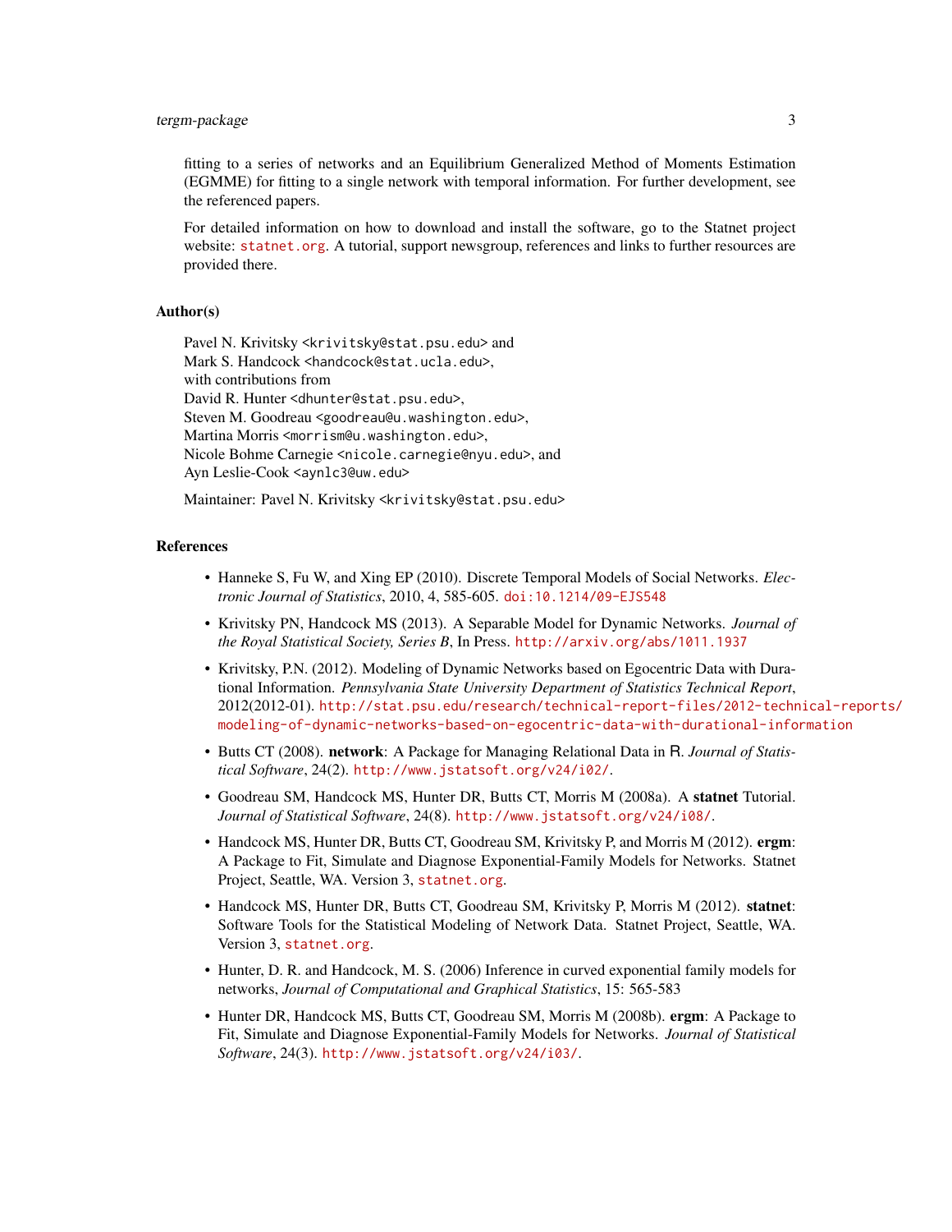fitting to a series of networks and an Equilibrium Generalized Method of Moments Estimation (EGMME) for fitting to a single network with temporal information. For further development, see the referenced papers.

For detailed information on how to download and install the software, go to the Statnet project website: statnet.org. A tutorial, support newsgroup, references and links to further resources are provided there.

### Author(s)

Pavel N. Krivitsky <krivitsky@stat.psu.edu> and
Mark S. Handcock <handcock@stat.ucla.edu>,
with contributions from
David R. Hunter <dhunter@stat.psu.edu>,
Steven M. Goodreau <goodreau@u.washington.edu>,
Martina Morris <morrism@u.washington.edu>,
Nicole Bohme Carnegie <nicole.carnegie@nyu.edu>, and
Ayn Leslie-Cook <aynlc3@uw.edu>

Maintainer: Pavel N. Krivitsky <krivitsky@stat.psu.edu>

### References

- Hanneke S, Fu W, and Xing EP (2010). Discrete Temporal Models of Social Networks. *Electronic Journal of Statistics*, 2010, 4, 585-605. doi:10.1214/09-EJS548
- Krivitsky PN, Handcock MS (2013). A Separable Model for Dynamic Networks. *Journal of the Royal Statistical Society, Series B*, In Press. http://arxiv.org/abs/1011.1937
- Krivitsky, P.N. (2012). Modeling of Dynamic Networks based on Egocentric Data with Durational Information. *Pennsylvania State University Department of Statistics Technical Report*, 2012(2012-01). http://stat.psu.edu/research/technical-report-files/2012-technical-reports/modeling-of-dynamic-networks-based-on-egocentric-data-with-durational-information
- Butts CT (2008). **network**: A Package for Managing Relational Data in R. *Journal of Statistical Software*, 24(2). http://www.jstatsoft.org/v24/i02/.
- Goodreau SM, Handcock MS, Hunter DR, Butts CT, Morris M (2008a). A **statnet** Tutorial. *Journal of Statistical Software*, 24(8). http://www.jstatsoft.org/v24/i08/.
- Handcock MS, Hunter DR, Butts CT, Goodreau SM, Krivitsky P, and Morris M (2012). **ergm**: A Package to Fit, Simulate and Diagnose Exponential-Family Models for Networks. Statnet Project, Seattle, WA. Version 3, statnet.org.
- Handcock MS, Hunter DR, Butts CT, Goodreau SM, Krivitsky P, Morris M (2012). **statnet**: Software Tools for the Statistical Modeling of Network Data. Statnet Project, Seattle, WA. Version 3, statnet.org.
- Hunter, D. R. and Handcock, M. S. (2006) Inference in curved exponential family models for networks, *Journal of Computational and Graphical Statistics*, 15: 565-583
- Hunter DR, Handcock MS, Butts CT, Goodreau SM, Morris M (2008b). **ergm**: A Package to Fit, Simulate and Diagnose Exponential-Family Models for Networks. *Journal of Statistical Software*, 24(3). http://www.jstatsoft.org/v24/i03/.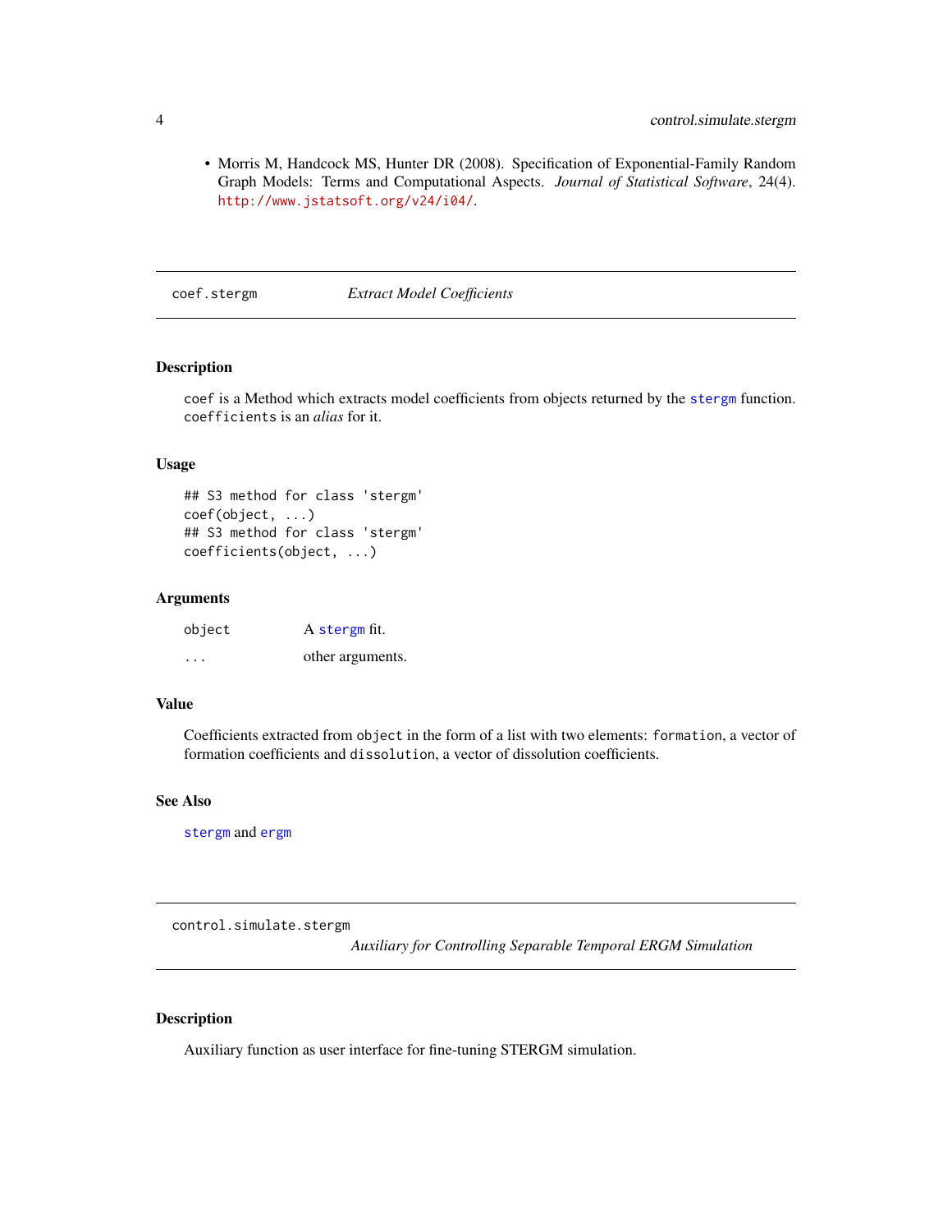- Morris M, Handcock MS, Hunter DR (2008). Specification of Exponential-Family Random Graph Models: Terms and Computational Aspects. *Journal of Statistical Software*, 24(4). http://www.jstatsoft.org/v24/i04/.

---

## coef.stergm — *Extract Model Coefficients*

### Description

`coef` is a Method which extracts model coefficients from objects returned by the `stergm` function. `coefficients` is an *alias* for it.

### Usage

```
## S3 method for class 'stergm'
coef(object, ...)
## S3 method for class 'stergm'
coefficients(object, ...)
```

### Arguments

| | |
|---|---|
| `object` | A `stergm` fit. |
| `...` | other arguments. |

### Value

Coefficients extracted from `object` in the form of a list with two elements: `formation`, a vector of formation coefficients and `dissolution`, a vector of dissolution coefficients.

### See Also

`stergm` and `ergm`

---

## control.simulate.stergm — *Auxiliary for Controlling Separable Temporal ERGM Simulation*

### Description

Auxiliary function as user interface for fine-tuning STERGM simulation.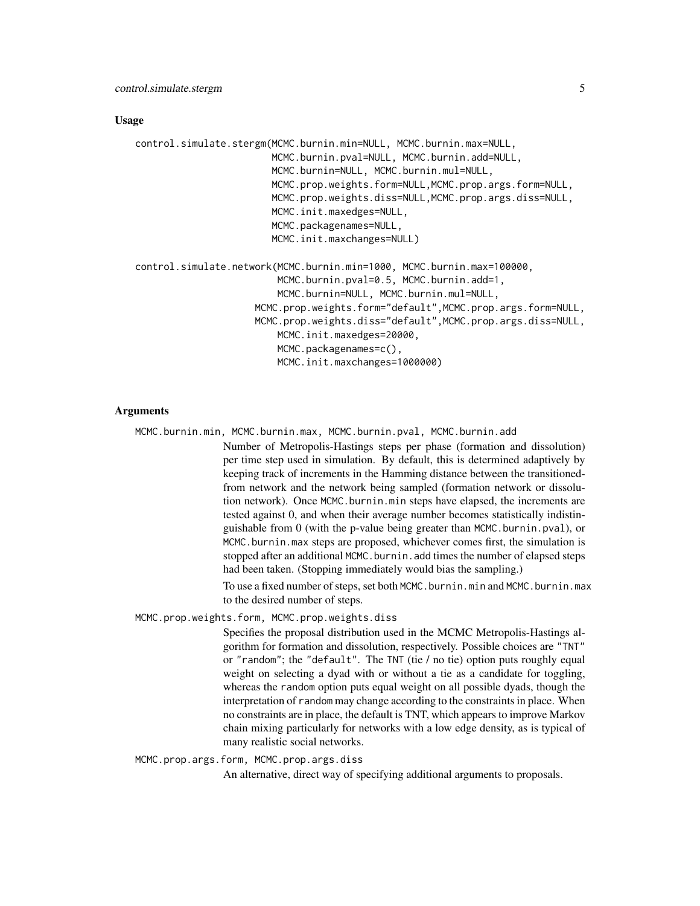### Usage

```
control.simulate.stergm(MCMC.burnin.min=NULL, MCMC.burnin.max=NULL,
                        MCMC.burnin.pval=NULL, MCMC.burnin.add=NULL,
                        MCMC.burnin=NULL, MCMC.burnin.mul=NULL,
                        MCMC.prop.weights.form=NULL,MCMC.prop.args.form=NULL,
                        MCMC.prop.weights.diss=NULL,MCMC.prop.args.diss=NULL,
                        MCMC.init.maxedges=NULL,
                        MCMC.packagenames=NULL,
                        MCMC.init.maxchanges=NULL)

control.simulate.network(MCMC.burnin.min=1000, MCMC.burnin.max=100000,
                         MCMC.burnin.pval=0.5, MCMC.burnin.add=1,
                         MCMC.burnin=NULL, MCMC.burnin.mul=NULL,
                      MCMC.prop.weights.form="default",MCMC.prop.args.form=NULL,
                      MCMC.prop.weights.diss="default",MCMC.prop.args.diss=NULL,
                         MCMC.init.maxedges=20000,
                         MCMC.packagenames=c(),
                         MCMC.init.maxchanges=1000000)
```

### Arguments

`MCMC.burnin.min, MCMC.burnin.max, MCMC.burnin.pval, MCMC.burnin.add`

Number of Metropolis-Hastings steps per phase (formation and dissolution) per time step used in simulation. By default, this is determined adaptively by keeping track of increments in the Hamming distance between the transitioned-from network and the network being sampled (formation network or dissolution network). Once `MCMC.burnin.min` steps have elapsed, the increments are tested against 0, and when their average number becomes statistically indistinguishable from 0 (with the p-value being greater than `MCMC.burnin.pval`), or `MCMC.burnin.max` steps are proposed, whichever comes first, the simulation is stopped after an additional `MCMC.burnin.add` times the number of elapsed steps had been taken. (Stopping immediately would bias the sampling.)

To use a fixed number of steps, set both `MCMC.burnin.min` and `MCMC.burnin.max` to the desired number of steps.

`MCMC.prop.weights.form, MCMC.prop.weights.diss`

Specifies the proposal distribution used in the MCMC Metropolis-Hastings algorithm for formation and dissolution, respectively. Possible choices are `"TNT"` or `"random"`; the `"default"`. The `TNT` (tie / no tie) option puts roughly equal weight on selecting a dyad with or without a tie as a candidate for toggling, whereas the `random` option puts equal weight on all possible dyads, though the interpretation of `random` may change according to the constraints in place. When no constraints are in place, the default is TNT, which appears to improve Markov chain mixing particularly for networks with a low edge density, as is typical of many realistic social networks.

`MCMC.prop.args.form, MCMC.prop.args.diss`

An alternative, direct way of specifying additional arguments to proposals.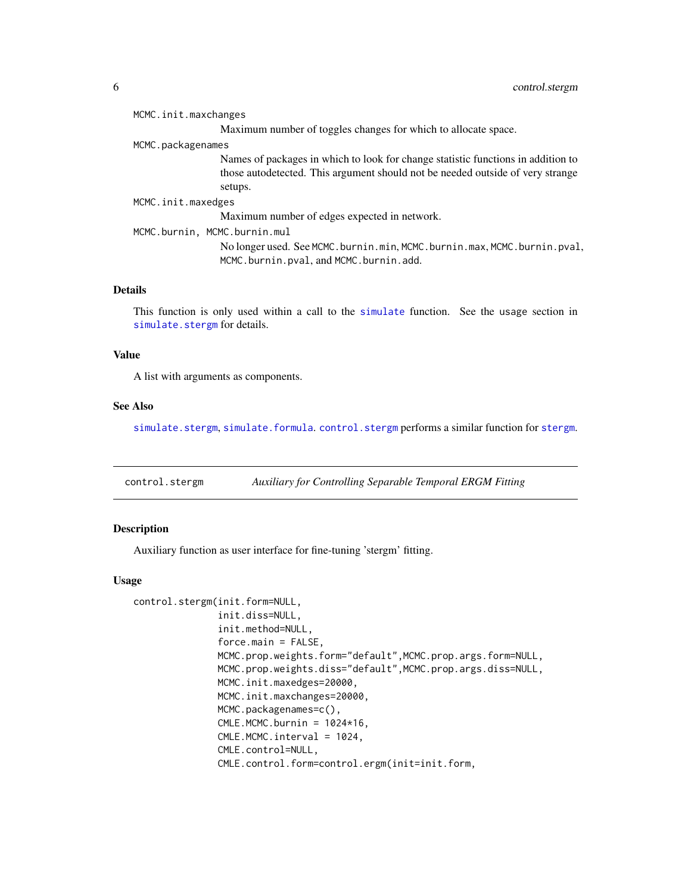MCMC.init.maxchanges
: Maximum number of toggles changes for which to allocate space.

MCMC.packagenames
: Names of packages in which to look for change statistic functions in addition to those autodetected. This argument should not be needed outside of very strange setups.

MCMC.init.maxedges
: Maximum number of edges expected in network.

MCMC.burnin, MCMC.burnin.mul
: No longer used. See MCMC.burnin.min, MCMC.burnin.max, MCMC.burnin.pval, MCMC.burnin.pval, and MCMC.burnin.add.

### Details

This function is only used within a call to the simulate function. See the usage section in simulate.stergm for details.

### Value

A list with arguments as components.

### See Also

simulate.stergm, simulate.formula. control.stergm performs a similar function for stergm.

---

## control.stergm — *Auxiliary for Controlling Separable Temporal ERGM Fitting*

---

### Description

Auxiliary function as user interface for fine-tuning 'stergm' fitting.

### Usage

```
control.stergm(init.form=NULL,
               init.diss=NULL,
               init.method=NULL,
               force.main = FALSE,
               MCMC.prop.weights.form="default",MCMC.prop.args.form=NULL,
               MCMC.prop.weights.diss="default",MCMC.prop.args.diss=NULL,
               MCMC.init.maxedges=20000,
               MCMC.init.maxchanges=20000,
               MCMC.packagenames=c(),
               CMLE.MCMC.burnin = 1024*16,
               CMLE.MCMC.interval = 1024,
               CMLE.control=NULL,
               CMLE.control.form=control.ergm(init=init.form,
```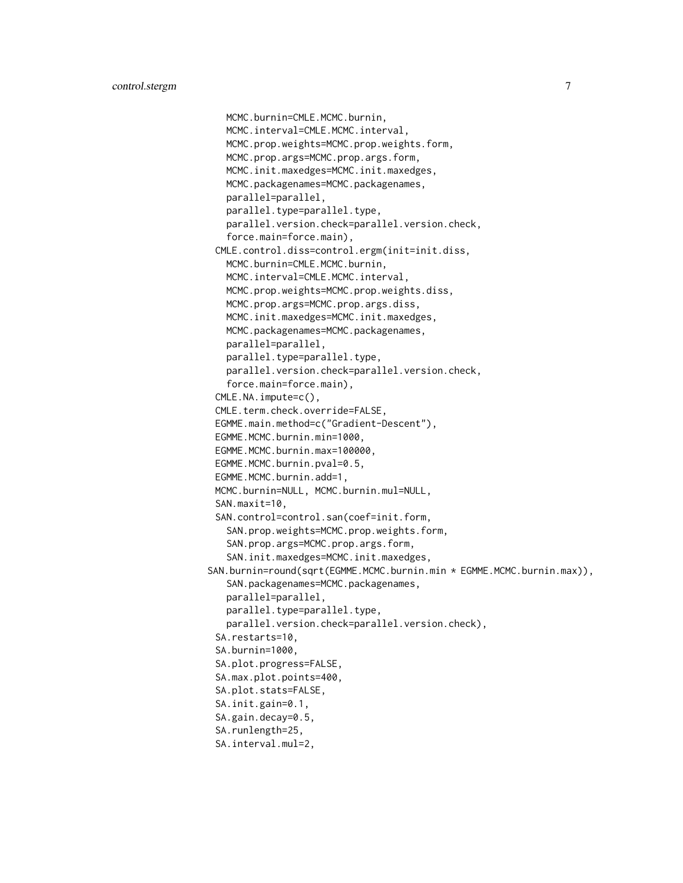```
    MCMC.burnin=CMLE.MCMC.burnin,
    MCMC.interval=CMLE.MCMC.interval,
    MCMC.prop.weights=MCMC.prop.weights.form,
    MCMC.prop.args=MCMC.prop.args.form,
    MCMC.init.maxedges=MCMC.init.maxedges,
    MCMC.packagenames=MCMC.packagenames,
    parallel=parallel,
    parallel.type=parallel.type,
    parallel.version.check=parallel.version.check,
    force.main=force.main),
  CMLE.control.diss=control.ergm(init=init.diss,
    MCMC.burnin=CMLE.MCMC.burnin,
    MCMC.interval=CMLE.MCMC.interval,
    MCMC.prop.weights=MCMC.prop.weights.diss,
    MCMC.prop.args=MCMC.prop.args.diss,
    MCMC.init.maxedges=MCMC.init.maxedges,
    MCMC.packagenames=MCMC.packagenames,
    parallel=parallel,
    parallel.type=parallel.type,
    parallel.version.check=parallel.version.check,
    force.main=force.main),
  CMLE.NA.impute=c(),
  CMLE.term.check.override=FALSE,
  EGMME.main.method=c("Gradient-Descent"),
  EGMME.MCMC.burnin.min=1000,
  EGMME.MCMC.burnin.max=100000,
  EGMME.MCMC.burnin.pval=0.5,
  EGMME.MCMC.burnin.add=1,
  MCMC.burnin=NULL, MCMC.burnin.mul=NULL,
  SAN.maxit=10,
  SAN.control=control.san(coef=init.form,
    SAN.prop.weights=MCMC.prop.weights.form,
    SAN.prop.args=MCMC.prop.args.form,
    SAN.init.maxedges=MCMC.init.maxedges,
SAN.burnin=round(sqrt(EGMME.MCMC.burnin.min * EGMME.MCMC.burnin.max)),
    SAN.packagenames=MCMC.packagenames,
    parallel=parallel,
    parallel.type=parallel.type,
    parallel.version.check=parallel.version.check),
  SA.restarts=10,
  SA.burnin=1000,
  SA.plot.progress=FALSE,
  SA.max.plot.points=400,
  SA.plot.stats=FALSE,
  SA.init.gain=0.1,
  SA.gain.decay=0.5,
  SA.runlength=25,
  SA.interval.mul=2,
```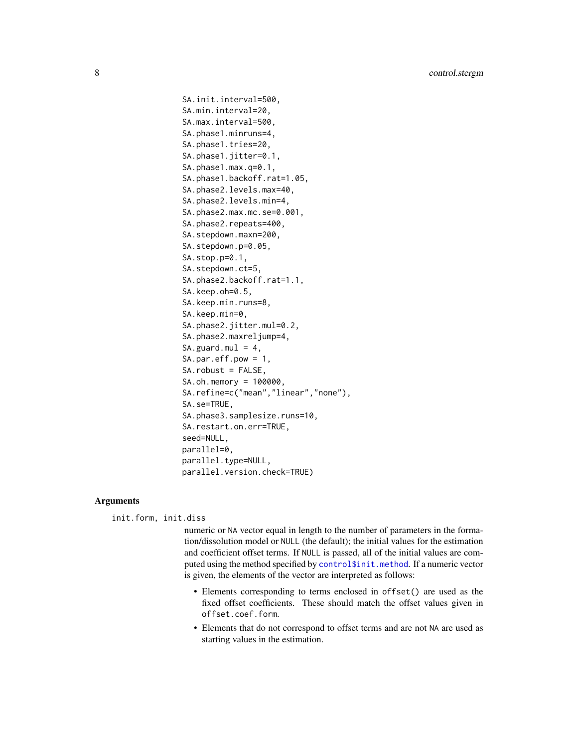```
SA.init.interval=500,
SA.min.interval=20,
SA.max.interval=500,
SA.phase1.minruns=4,
SA.phase1.tries=20,
SA.phase1.jitter=0.1,
SA.phase1.max.q=0.1,
SA.phase1.backoff.rat=1.05,
SA.phase2.levels.max=40,
SA.phase2.levels.min=4,
SA.phase2.max.mc.se=0.001,
SA.phase2.repeats=400,
SA.stepdown.maxn=200,
SA.stepdown.p=0.05,
SA.stop.p=0.1,
SA.stepdown.ct=5,
SA.phase2.backoff.rat=1.1,
SA.keep.oh=0.5,
SA.keep.min.runs=8,
SA.keep.min=0,
SA.phase2.jitter.mul=0.2,
SA.phase2.maxreljump=4,
SA.guard.mul = 4,
SA.par.eff.pow = 1,
SA.robust = FALSE,
SA.oh.memory = 100000,
SA.refine=c("mean","linear","none"),
SA.se=TRUE,
SA.phase3.samplesize.runs=10,
SA.restart.on.err=TRUE,
seed=NULL,
parallel=0,
parallel.type=NULL,
parallel.version.check=TRUE)
```

## Arguments

`init.form, init.diss`

numeric or `NA` vector equal in length to the number of parameters in the formation/dissolution model or `NULL` (the default); the initial values for the estimation and coefficient offset terms. If `NULL` is passed, all of the initial values are computed using the method specified by `control$init.method`. If a numeric vector is given, the elements of the vector are interpreted as follows:

- Elements corresponding to terms enclosed in `offset()` are used as the fixed offset coefficients. These should match the offset values given in `offset.coef.form`.
- Elements that do not correspond to offset terms and are not `NA` are used as starting values in the estimation.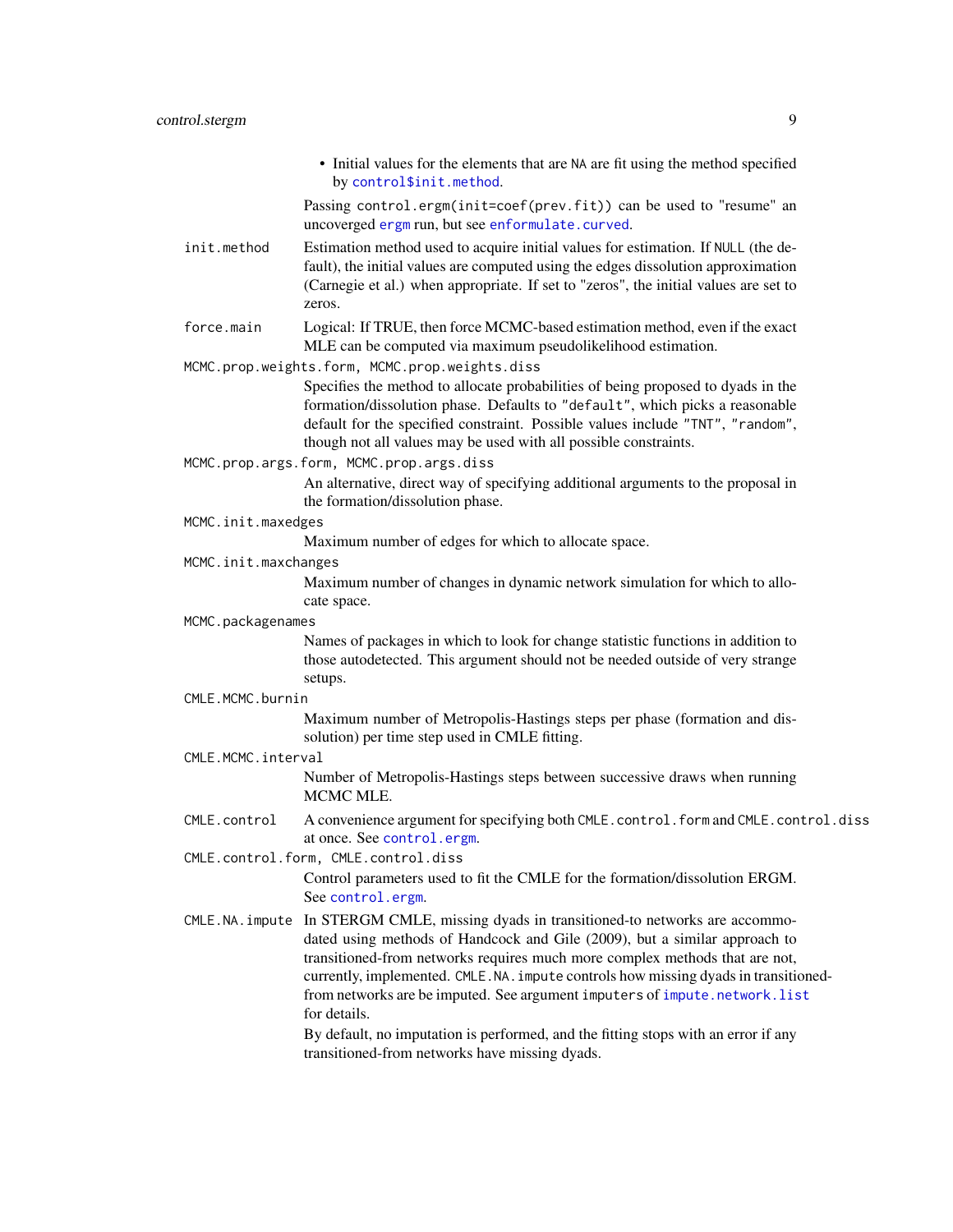- Initial values for the elements that are NA are fit using the method specified by `control$init.method`.

  Passing `control.ergm(init=coef(prev.fit))` can be used to "resume" an uncoverged `ergm` run, but see `enformulate.curved`.

`init.method`
: Estimation method used to acquire initial values for estimation. If NULL (the default), the initial values are computed using the edges dissolution approximation (Carnegie et al.) when appropriate. If set to "zeros", the initial values are set to zeros.

`force.main`
: Logical: If TRUE, then force MCMC-based estimation method, even if the exact MLE can be computed via maximum pseudolikelihood estimation.

`MCMC.prop.weights.form, MCMC.prop.weights.diss`
: Specifies the method to allocate probabilities of being proposed to dyads in the formation/dissolution phase. Defaults to `"default"`, which picks a reasonable default for the specified constraint. Possible values include `"TNT"`, `"random"`, though not all values may be used with all possible constraints.

`MCMC.prop.args.form, MCMC.prop.args.diss`
: An alternative, direct way of specifying additional arguments to the proposal in the formation/dissolution phase.

`MCMC.init.maxedges`
: Maximum number of edges for which to allocate space.

`MCMC.init.maxchanges`
: Maximum number of changes in dynamic network simulation for which to allocate space.

`MCMC.packagenames`
: Names of packages in which to look for change statistic functions in addition to those autodetected. This argument should not be needed outside of very strange setups.

`CMLE.MCMC.burnin`
: Maximum number of Metropolis-Hastings steps per phase (formation and dissolution) per time step used in CMLE fitting.

`CMLE.MCMC.interval`
: Number of Metropolis-Hastings steps between successive draws when running MCMC MLE.

`CMLE.control`
: A convenience argument for specifying both `CMLE.control.form` and `CMLE.control.diss` at once. See `control.ergm`.

`CMLE.control.form, CMLE.control.diss`
: Control parameters used to fit the CMLE for the formation/dissolution ERGM. See `control.ergm`.

`CMLE.NA.impute`
: In STERGM CMLE, missing dyads in transitioned-to networks are accommodated using methods of Handcock and Gile (2009), but a similar approach to transitioned-from networks requires much more complex methods that are not, currently, implemented. `CMLE.NA.impute` controls how missing dyads in transitioned-from networks are be imputed. See argument `imputers` of `impute.network.list` for details.

  By default, no imputation is performed, and the fitting stops with an error if any transitioned-from networks have missing dyads.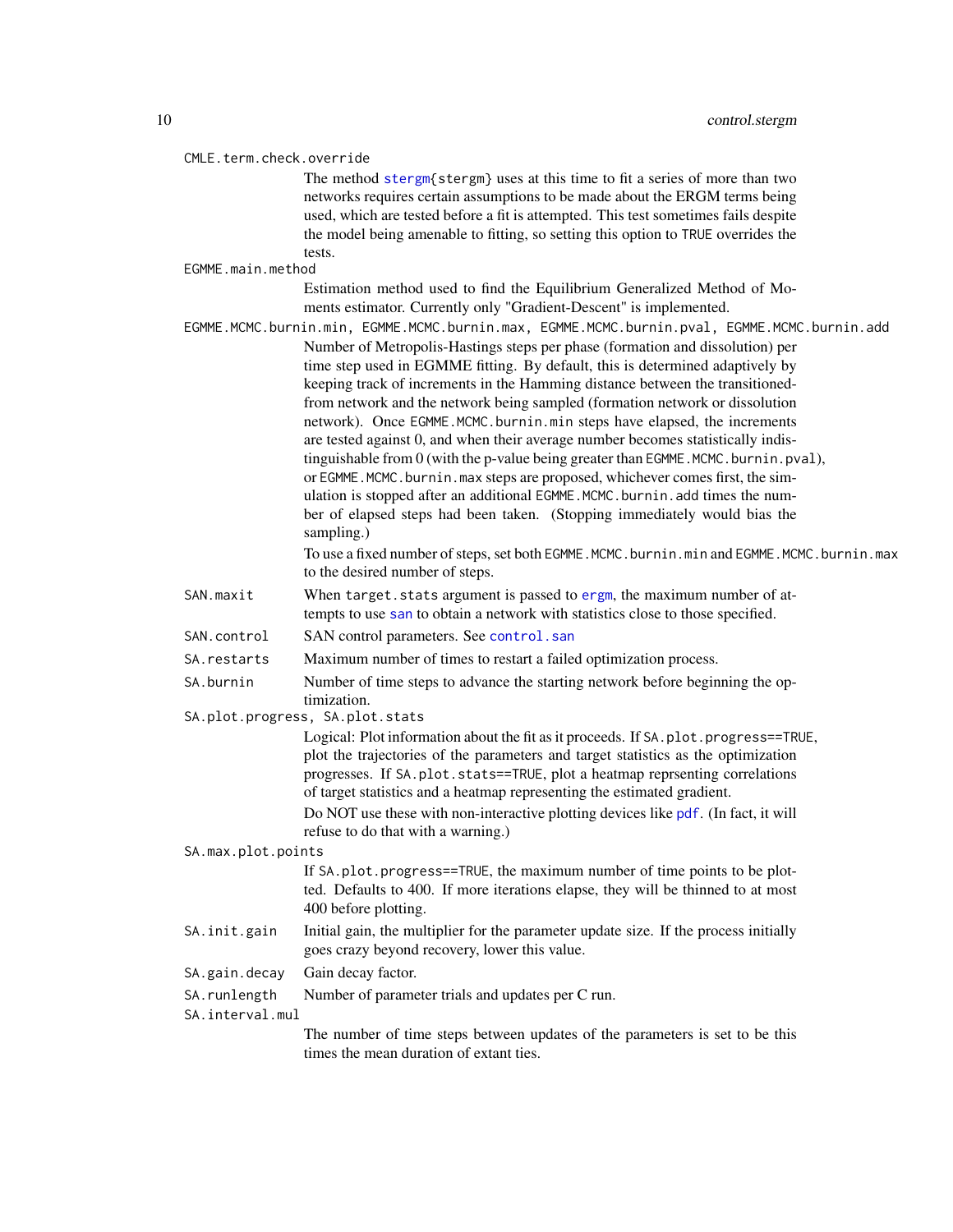`CMLE.term.check.override`
: The method stergm{stergm} uses at this time to fit a series of more than two networks requires certain assumptions to be made about the ERGM terms being used, which are tested before a fit is attempted. This test sometimes fails despite the model being amenable to fitting, so setting this option to TRUE overrides the tests.

`EGMME.main.method`
: Estimation method used to find the Equilibrium Generalized Method of Moments estimator. Currently only "Gradient-Descent" is implemented.

`EGMME.MCMC.burnin.min, EGMME.MCMC.burnin.max, EGMME.MCMC.burnin.pval, EGMME.MCMC.burnin.add`
: Number of Metropolis-Hastings steps per phase (formation and dissolution) per time step used in EGMME fitting. By default, this is determined adaptively by keeping track of increments in the Hamming distance between the transitioned-from network and the network being sampled (formation network or dissolution network). Once `EGMME.MCMC.burnin.min` steps have elapsed, the increments are tested against 0, and when their average number becomes statistically indistinguishable from 0 (with the p-value being greater than `EGMME.MCMC.burnin.pval`), or `EGMME.MCMC.burnin.max` steps are proposed, whichever comes first, the simulation is stopped after an additional `EGMME.MCMC.burnin.add` times the number of elapsed steps had been taken. (Stopping immediately would bias the sampling.)

  To use a fixed number of steps, set both `EGMME.MCMC.burnin.min` and `EGMME.MCMC.burnin.max` to the desired number of steps.

`SAN.maxit`
: When `target.stats` argument is passed to ergm, the maximum number of attempts to use san to obtain a network with statistics close to those specified.

`SAN.control`
: SAN control parameters. See control.san

`SA.restarts`
: Maximum number of times to restart a failed optimization process.

`SA.burnin`
: Number of time steps to advance the starting network before beginning the optimization.

`SA.plot.progress, SA.plot.stats`
: Logical: Plot information about the fit as it proceeds. If `SA.plot.progress==TRUE`, plot the trajectories of the parameters and target statistics as the optimization progresses. If `SA.plot.stats==TRUE`, plot a heatmap reprsenting correlations of target statistics and a heatmap representing the estimated gradient.

  Do NOT use these with non-interactive plotting devices like pdf. (In fact, it will refuse to do that with a warning.)

`SA.max.plot.points`
: If `SA.plot.progress==TRUE`, the maximum number of time points to be plotted. Defaults to 400. If more iterations elapse, they will be thinned to at most 400 before plotting.

`SA.init.gain`
: Initial gain, the multiplier for the parameter update size. If the process initially goes crazy beyond recovery, lower this value.

`SA.gain.decay`
: Gain decay factor.

`SA.runlength`
: Number of parameter trials and updates per C run.

`SA.interval.mul`
: The number of time steps between updates of the parameters is set to be this times the mean duration of extant ties.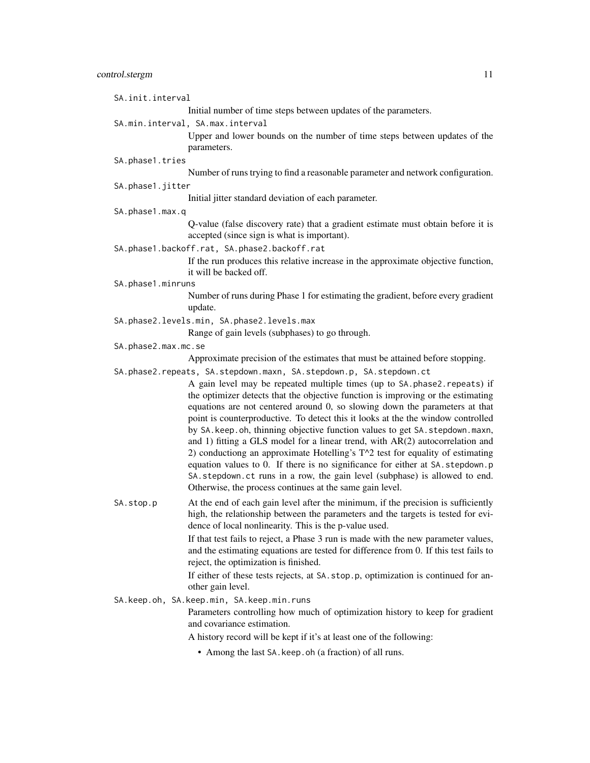`SA.init.interval`
: Initial number of time steps between updates of the parameters.

`SA.min.interval, SA.max.interval`
: Upper and lower bounds on the number of time steps between updates of the parameters.

`SA.phase1.tries`
: Number of runs trying to find a reasonable parameter and network configuration.

`SA.phase1.jitter`
: Initial jitter standard deviation of each parameter.

`SA.phase1.max.q`
: Q-value (false discovery rate) that a gradient estimate must obtain before it is accepted (since sign is what is important).

`SA.phase1.backoff.rat, SA.phase2.backoff.rat`
: If the run produces this relative increase in the approximate objective function, it will be backed off.

`SA.phase1.minruns`
: Number of runs during Phase 1 for estimating the gradient, before every gradient update.

`SA.phase2.levels.min, SA.phase2.levels.max`
: Range of gain levels (subphases) to go through.

`SA.phase2.max.mc.se`
: Approximate precision of the estimates that must be attained before stopping.

`SA.phase2.repeats, SA.stepdown.maxn, SA.stepdown.p, SA.stepdown.ct`
: A gain level may be repeated multiple times (up to `SA.phase2.repeats`) if the optimizer detects that the objective function is improving or the estimating equations are not centered around 0, so slowing down the parameters at that point is counterproductive. To detect this it looks at the the window controlled by `SA.keep.oh`, thinning objective function values to get `SA.stepdown.maxn`, and 1) fitting a GLS model for a linear trend, with AR(2) autocorrelation and 2) conductiong an approximate Hotelling's T^2 test for equality of estimating equation values to 0. If there is no significance for either at `SA.stepdown.p` `SA.stepdown.ct` runs in a row, the gain level (subphase) is allowed to end. Otherwise, the process continues at the same gain level.

`SA.stop.p`
: At the end of each gain level after the minimum, if the precision is sufficiently high, the relationship between the parameters and the targets is tested for evidence of local nonlinearity. This is the p-value used.

  If that test fails to reject, a Phase 3 run is made with the new parameter values, and the estimating equations are tested for difference from 0. If this test fails to reject, the optimization is finished.

  If either of these tests rejects, at `SA.stop.p`, optimization is continued for another gain level.

`SA.keep.oh, SA.keep.min, SA.keep.min.runs`
: Parameters controlling how much of optimization history to keep for gradient and covariance estimation.

  A history record will be kept if it's at least one of the following:

  - Among the last `SA.keep.oh` (a fraction) of all runs.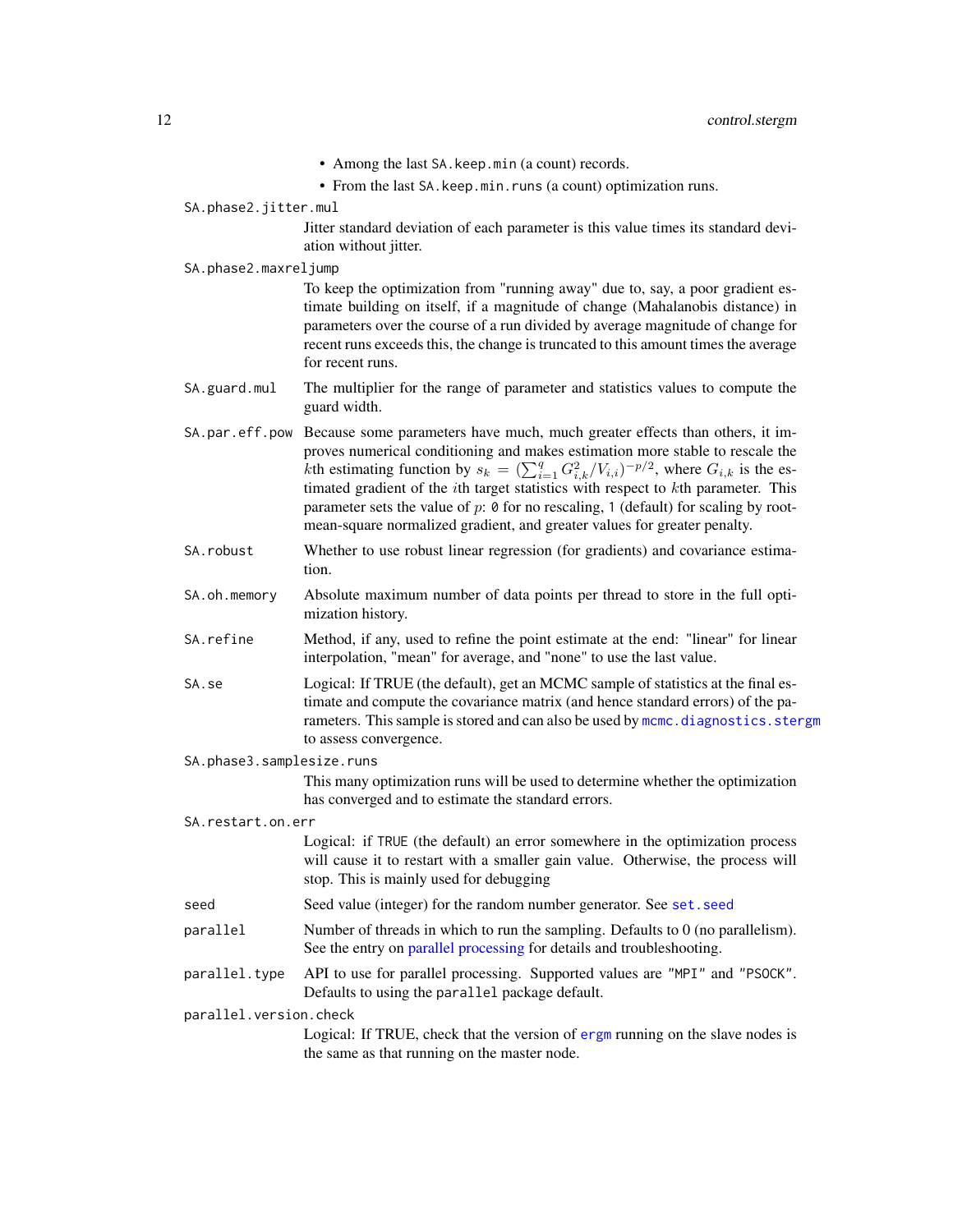- Among the last `SA.keep.min` (a count) records.
- From the last `SA.keep.min.runs` (a count) optimization runs.

`SA.phase2.jitter.mul`
: Jitter standard deviation of each parameter is this value times its standard deviation without jitter.

`SA.phase2.maxreljump`
: To keep the optimization from "running away" due to, say, a poor gradient estimate building on itself, if a magnitude of change (Mahalanobis distance) in parameters over the course of a run divided by average magnitude of change for recent runs exceeds this, the change is truncated to this amount times the average for recent runs.

`SA.guard.mul`
: The multiplier for the range of parameter and statistics values to compute the guard width.

`SA.par.eff.pow`
: Because some parameters have much, much greater effects than others, it improves numerical conditioning and makes estimation more stable to rescale the $k$th estimating function by $s_k = (\sum_{i=1}^{q} G_{i,k}^2 / V_{i,i})^{-p/2}$, where $G_{i,k}$ is the estimated gradient of the $i$th target statistics with respect to $k$th parameter. This parameter sets the value of $p$: `0` for no rescaling, `1` (default) for scaling by root-mean-square normalized gradient, and greater values for greater penalty.

`SA.robust`
: Whether to use robust linear regression (for gradients) and covariance estimation.

`SA.oh.memory`
: Absolute maximum number of data points per thread to store in the full optimization history.

`SA.refine`
: Method, if any, used to refine the point estimate at the end: "linear" for linear interpolation, "mean" for average, and "none" to use the last value.

`SA.se`
: Logical: If TRUE (the default), get an MCMC sample of statistics at the final estimate and compute the covariance matrix (and hence standard errors) of the parameters. This sample is stored and can also be used by `mcmc.diagnostics.stergm` to assess convergence.

`SA.phase3.samplesize.runs`
: This many optimization runs will be used to determine whether the optimization has converged and to estimate the standard errors.

`SA.restart.on.err`
: Logical: if `TRUE` (the default) an error somewhere in the optimization process will cause it to restart with a smaller gain value. Otherwise, the process will stop. This is mainly used for debugging

`seed`
: Seed value (integer) for the random number generator. See `set.seed`

`parallel`
: Number of threads in which to run the sampling. Defaults to 0 (no parallelism). See the entry on parallel processing for details and troubleshooting.

`parallel.type`
: API to use for parallel processing. Supported values are `"MPI"` and `"PSOCK"`. Defaults to using the `parallel` package default.

`parallel.version.check`
: Logical: If TRUE, check that the version of `ergm` running on the slave nodes is the same as that running on the master node.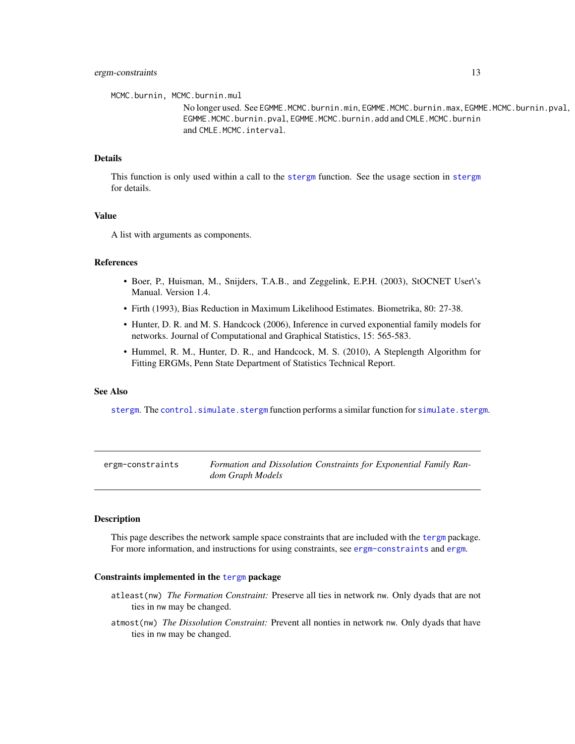MCMC.burnin, MCMC.burnin.mul
: No longer used. See EGMME.MCMC.burnin.min, EGMME.MCMC.burnin.max, EGMME.MCMC.burnin.pval, EGMME.MCMC.burnin.pval, EGMME.MCMC.burnin.add and CMLE.MCMC.burnin and CMLE.MCMC.interval.

### Details

This function is only used within a call to the `stergm` function. See the usage section in `stergm` for details.

### Value

A list with arguments as components.

### References

- Boer, P., Huisman, M., Snijders, T.A.B., and Zeggelink, E.P.H. (2003), StOCNET User\'s Manual. Version 1.4.
- Firth (1993), Bias Reduction in Maximum Likelihood Estimates. Biometrika, 80: 27-38.
- Hunter, D. R. and M. S. Handcock (2006), Inference in curved exponential family models for networks. Journal of Computational and Graphical Statistics, 15: 565-583.
- Hummel, R. M., Hunter, D. R., and Handcock, M. S. (2010), A Steplength Algorithm for Fitting ERGMs, Penn State Department of Statistics Technical Report.

### See Also

`stergm`. The `control.simulate.stergm` function performs a similar function for `simulate.stergm`.

---

## ergm-constraints — *Formation and Dissolution Constraints for Exponential Family Random Graph Models*

### Description

This page describes the network sample space constraints that are included with the `tergm` package. For more information, and instructions for using constraints, see `ergm-constraints` and `ergm`.

### Constraints implemented in the `tergm` package

`atleast(nw)` *The Formation Constraint:* Preserve all ties in network `nw`. Only dyads that are not ties in `nw` may be changed.

`atmost(nw)` *The Dissolution Constraint:* Prevent all nonties in network `nw`. Only dyads that have ties in `nw` may be changed.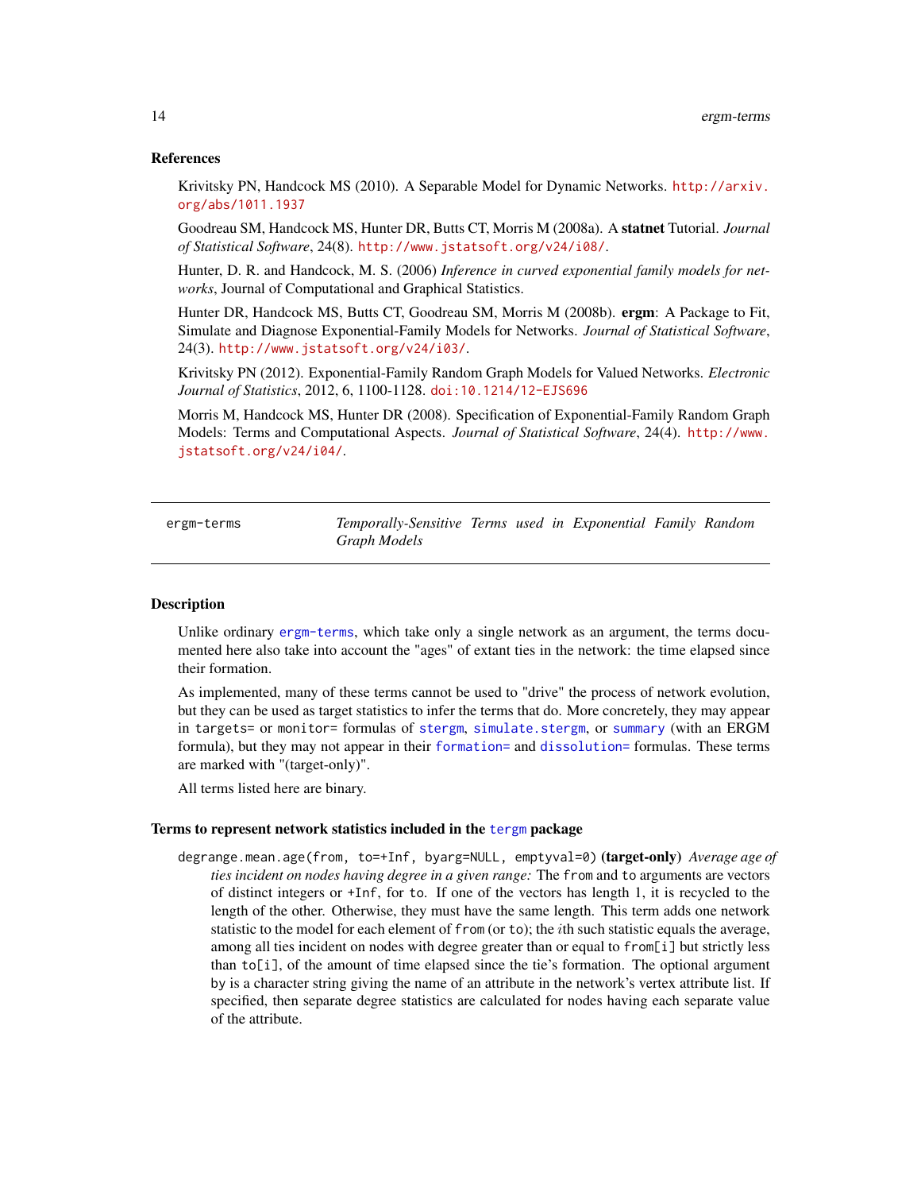### References

Krivitsky PN, Handcock MS (2010). A Separable Model for Dynamic Networks. http://arxiv.org/abs/1011.1937

Goodreau SM, Handcock MS, Hunter DR, Butts CT, Morris M (2008a). A **statnet** Tutorial. *Journal of Statistical Software*, 24(8). http://www.jstatsoft.org/v24/i08/.

Hunter, D. R. and Handcock, M. S. (2006) *Inference in curved exponential family models for networks*, Journal of Computational and Graphical Statistics.

Hunter DR, Handcock MS, Butts CT, Goodreau SM, Morris M (2008b). **ergm**: A Package to Fit, Simulate and Diagnose Exponential-Family Models for Networks. *Journal of Statistical Software*, 24(3). http://www.jstatsoft.org/v24/i03/.

Krivitsky PN (2012). Exponential-Family Random Graph Models for Valued Networks. *Electronic Journal of Statistics*, 2012, 6, 1100-1128. doi:10.1214/12-EJS696

Morris M, Handcock MS, Hunter DR (2008). Specification of Exponential-Family Random Graph Models: Terms and Computational Aspects. *Journal of Statistical Software*, 24(4). http://www.jstatsoft.org/v24/i04/.

---

## ergm-terms — *Temporally-Sensitive Terms used in Exponential Family Random Graph Models*

---

### Description

Unlike ordinary ergm-terms, which take only a single network as an argument, the terms documented here also take into account the "ages" of extant ties in the network: the time elapsed since their formation.

As implemented, many of these terms cannot be used to "drive" the process of network evolution, but they can be used as target statistics to infer the terms that do. More concretely, they may appear in `targets=` or `monitor=` formulas of `stergm`, `simulate.stergm`, or `summary` (with an ERGM formula), but they may not appear in their `formation=` and `dissolution=` formulas. These terms are marked with "(target-only)".

All terms listed here are binary.

### Terms to represent network statistics included in the tergm package

`degrange.mean.age(from, to=+Inf, byarg=NULL, emptyval=0)` **(target-only)** *Average age of ties incident on nodes having degree in a given range:* The `from` and `to` arguments are vectors of distinct integers or `+Inf`, for `to`. If one of the vectors has length 1, it is recycled to the length of the other. Otherwise, they must have the same length. This term adds one network statistic to the model for each element of `from` (or `to`); the $i$th such statistic equals the average, among all ties incident on nodes with degree greater than or equal to `from[i]` but strictly less than `to[i]`, of the amount of time elapsed since the tie's formation. The optional argument `by` is a character string giving the name of an attribute in the network's vertex attribute list. If specified, then separate degree statistics are calculated for nodes having each separate value of the attribute.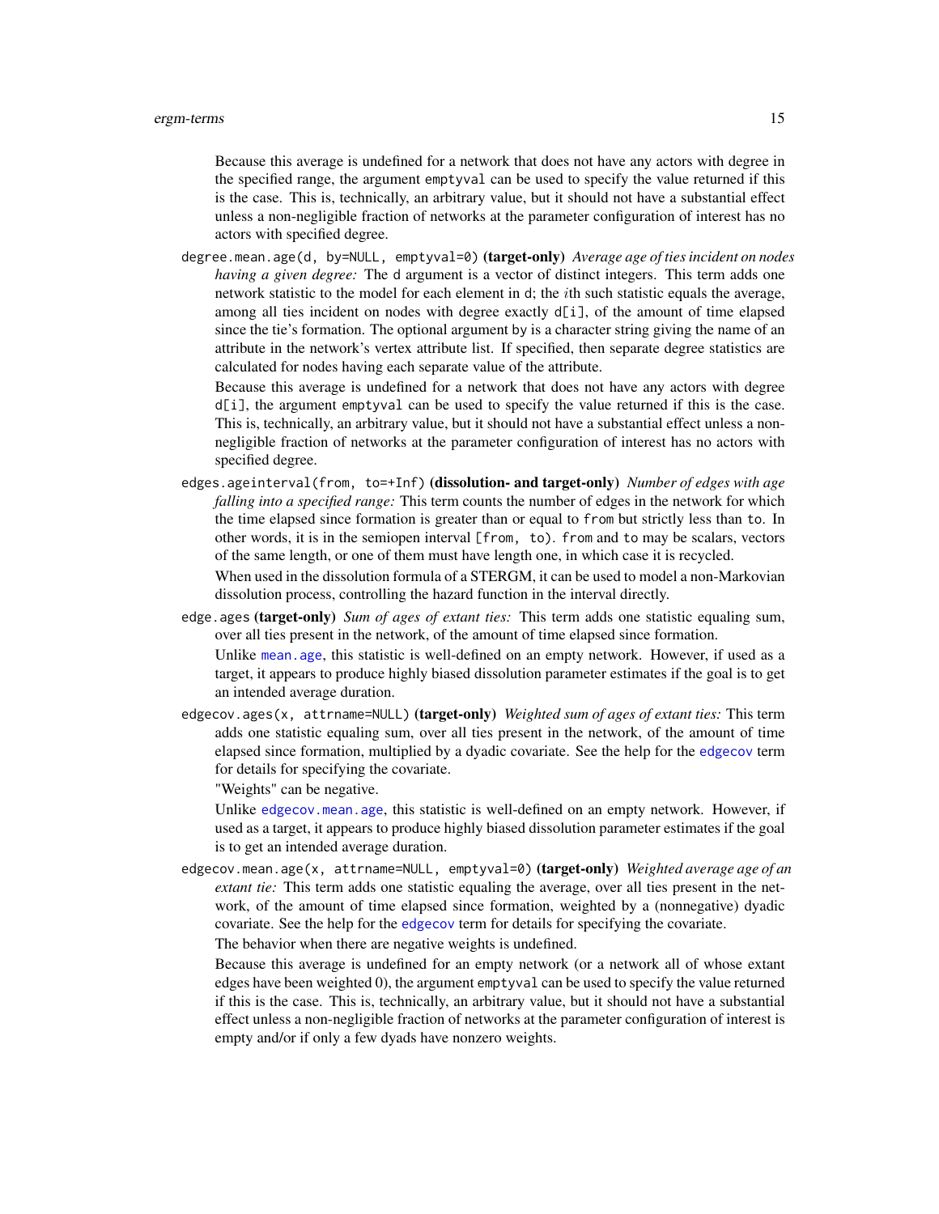Because this average is undefined for a network that does not have any actors with degree in the specified range, the argument `emptyval` can be used to specify the value returned if this is the case. This is, technically, an arbitrary value, but it should not have a substantial effect unless a non-negligible fraction of networks at the parameter configuration of interest has no actors with specified degree.

`degree.mean.age(d, by=NULL, emptyval=0)` **(target-only)** *Average age of ties incident on nodes having a given degree:* The `d` argument is a vector of distinct integers. This term adds one network statistic to the model for each element in `d`; the $i$th such statistic equals the average, among all ties incident on nodes with degree exactly `d[i]`, of the amount of time elapsed since the tie's formation. The optional argument `by` is a character string giving the name of an attribute in the network's vertex attribute list. If specified, then separate degree statistics are calculated for nodes having each separate value of the attribute.

Because this average is undefined for a network that does not have any actors with degree `d[i]`, the argument `emptyval` can be used to specify the value returned if this is the case. This is, technically, an arbitrary value, but it should not have a substantial effect unless a non-negligible fraction of networks at the parameter configuration of interest has no actors with specified degree.

`edges.ageinterval(from, to=+Inf)` **(dissolution- and target-only)** *Number of edges with age falling into a specified range:* This term counts the number of edges in the network for which the time elapsed since formation is greater than or equal to `from` but strictly less than `to`. In other words, it is in the semiopen interval `[from, to)`. `from` and `to` may be scalars, vectors of the same length, or one of them must have length one, in which case it is recycled.

When used in the dissolution formula of a STERGM, it can be used to model a non-Markovian dissolution process, controlling the hazard function in the interval directly.

`edge.ages` **(target-only)** *Sum of ages of extant ties:* This term adds one statistic equaling sum, over all ties present in the network, of the amount of time elapsed since formation.

Unlike `mean.age`, this statistic is well-defined on an empty network. However, if used as a target, it appears to produce highly biased dissolution parameter estimates if the goal is to get an intended average duration.

`edgecov.ages(x, attrname=NULL)` **(target-only)** *Weighted sum of ages of extant ties:* This term adds one statistic equaling sum, over all ties present in the network, of the amount of time elapsed since formation, multiplied by a dyadic covariate. See the help for the `edgecov` term for details for specifying the covariate.

"Weights" can be negative.

Unlike `edgecov.mean.age`, this statistic is well-defined on an empty network. However, if used as a target, it appears to produce highly biased dissolution parameter estimates if the goal is to get an intended average duration.

`edgecov.mean.age(x, attrname=NULL, emptyval=0)` **(target-only)** *Weighted average age of an extant tie:* This term adds one statistic equaling the average, over all ties present in the network, of the amount of time elapsed since formation, weighted by a (nonnegative) dyadic covariate. See the help for the `edgecov` term for details for specifying the covariate.

The behavior when there are negative weights is undefined.

Because this average is undefined for an empty network (or a network all of whose extant edges have been weighted 0), the argument `emptyval` can be used to specify the value returned if this is the case. This is, technically, an arbitrary value, but it should not have a substantial effect unless a non-negligible fraction of networks at the parameter configuration of interest is empty and/or if only a few dyads have nonzero weights.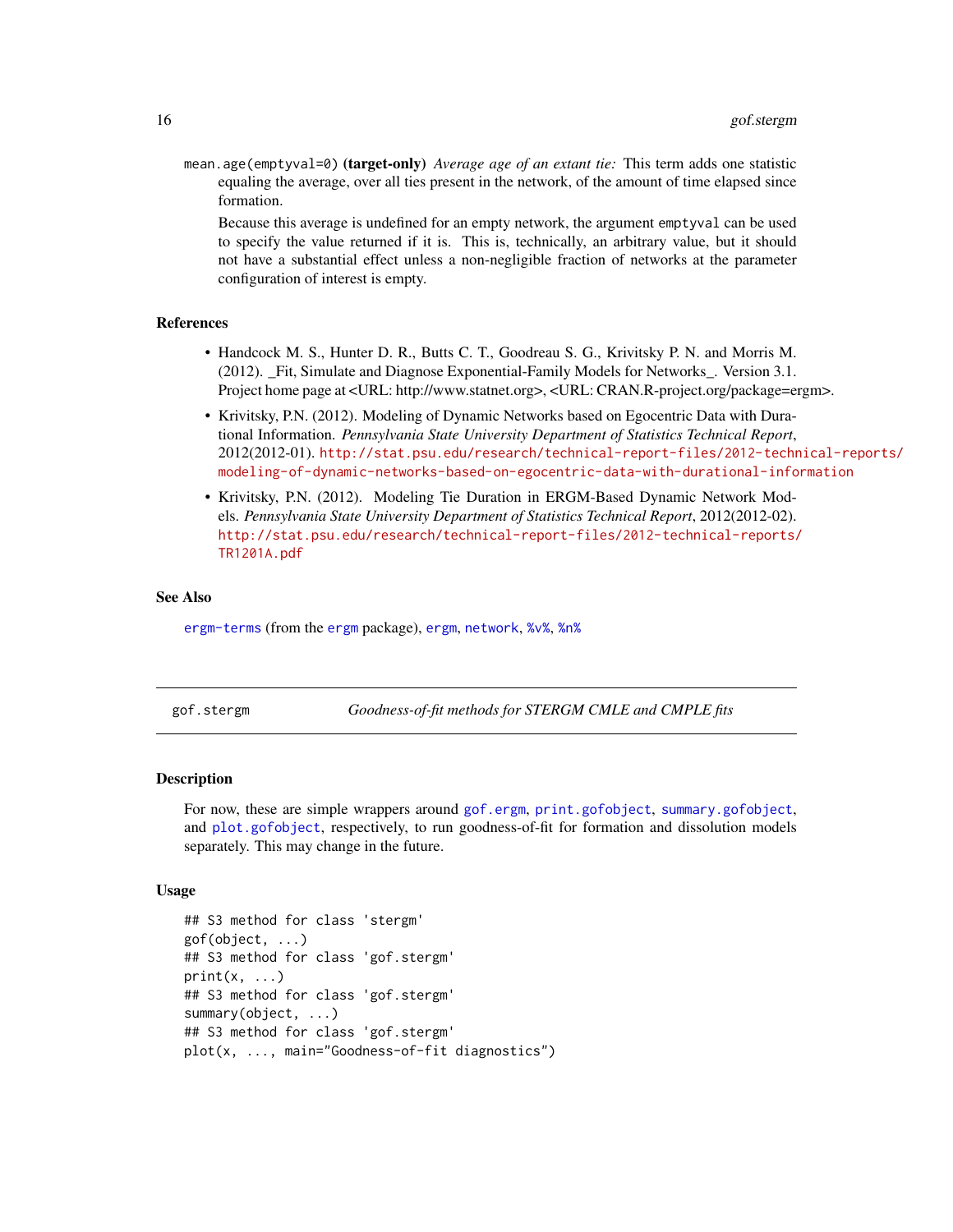mean.age(emptyval=0) **(target-only)** *Average age of an extant tie:* This term adds one statistic equaling the average, over all ties present in the network, of the amount of time elapsed since formation.

Because this average is undefined for an empty network, the argument emptyval can be used to specify the value returned if it is. This is, technically, an arbitrary value, but it should not have a substantial effect unless a non-negligible fraction of networks at the parameter configuration of interest is empty.

### References

- Handcock M. S., Hunter D. R., Butts C. T., Goodreau S. G., Krivitsky P. N. and Morris M. (2012). _Fit, Simulate and Diagnose Exponential-Family Models for Networks_. Version 3.1. Project home page at <URL: http://www.statnet.org>, <URL: CRAN.R-project.org/package=ergm>.
- Krivitsky, P.N. (2012). Modeling of Dynamic Networks based on Egocentric Data with Durational Information. *Pennsylvania State University Department of Statistics Technical Report*, 2012(2012-01). http://stat.psu.edu/research/technical-report-files/2012-technical-reports/modeling-of-dynamic-networks-based-on-egocentric-data-with-durational-information
- Krivitsky, P.N. (2012). Modeling Tie Duration in ERGM-Based Dynamic Network Models. *Pennsylvania State University Department of Statistics Technical Report*, 2012(2012-02). http://stat.psu.edu/research/technical-report-files/2012-technical-reports/TR1201A.pdf

### See Also

ergm-terms (from the ergm package), ergm, network, %v%, %n%

---

## gof.stergm — *Goodness-of-fit methods for STERGM CMLE and CMPLE fits*

### Description

For now, these are simple wrappers around gof.ergm, print.gofobject, summary.gofobject, and plot.gofobject, respectively, to run goodness-of-fit for formation and dissolution models separately. This may change in the future.

### Usage

```
## S3 method for class 'stergm'
gof(object, ...)
## S3 method for class 'gof.stergm'
print(x, ...)
## S3 method for class 'gof.stergm'
summary(object, ...)
## S3 method for class 'gof.stergm'
plot(x, ..., main="Goodness-of-fit diagnostics")
```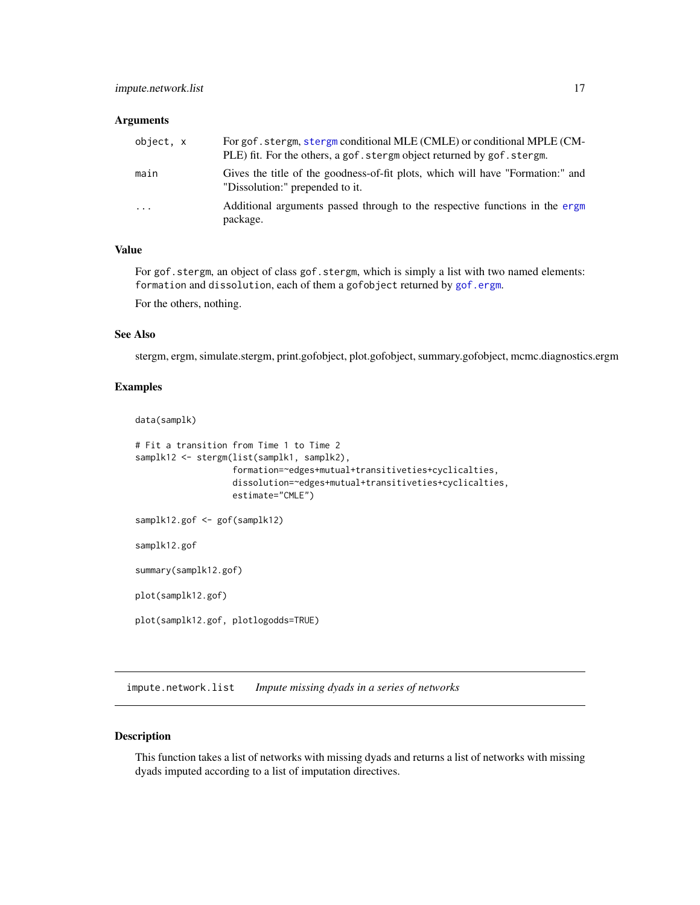### Arguments

| | |
|---|---|
| object, x | For gof.stergm, stergm conditional MLE (CMLE) or conditional MPLE (CMPLE) fit. For the others, a gof.stergm object returned by gof.stergm. |
| main | Gives the title of the goodness-of-fit plots, which will have "Formation:" and "Dissolution:" prepended to it. |
| ... | Additional arguments passed through to the respective functions in the ergm package. |

### Value

For gof.stergm, an object of class gof.stergm, which is simply a list with two named elements: formation and dissolution, each of them a gofobject returned by gof.ergm.

For the others, nothing.

### See Also

stergm, ergm, simulate.stergm, print.gofobject, plot.gofobject, summary.gofobject, mcmc.diagnostics.ergm

### Examples

```
data(samplk)

# Fit a transition from Time 1 to Time 2
samplk12 <- stergm(list(samplk1, samplk2),
                   formation=~edges+mutual+transitiveties+cyclicalties,
                   dissolution=~edges+mutual+transitiveties+cyclicalties,
                   estimate="CMLE")

samplk12.gof <- gof(samplk12)

samplk12.gof

summary(samplk12.gof)

plot(samplk12.gof)

plot(samplk12.gof, plotlogodds=TRUE)
```

---

## impute.network.list    *Impute missing dyads in a series of networks*

### Description

This function takes a list of networks with missing dyads and returns a list of networks with missing dyads imputed according to a list of imputation directives.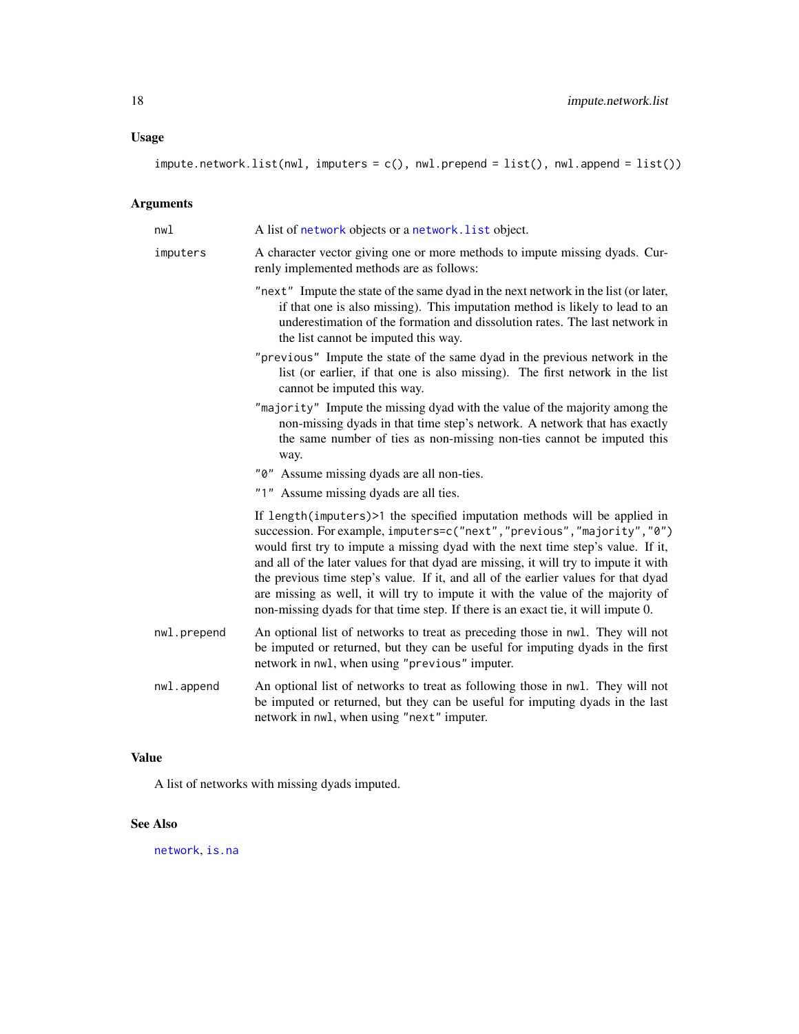## Usage

```
impute.network.list(nwl, imputers = c(), nwl.prepend = list(), nwl.append = list())
```

## Arguments

**nwl** A list of `network` objects or a `network.list` object.

**imputers** A character vector giving one or more methods to impute missing dyads. Currenly implemented methods are as follows:

- `"next"` Impute the state of the same dyad in the next network in the list (or later, if that one is also missing). This imputation method is likely to lead to an underestimation of the formation and dissolution rates. The last network in the list cannot be imputed this way.
- `"previous"` Impute the state of the same dyad in the previous network in the list (or earlier, if that one is also missing). The first network in the list cannot be imputed this way.
- `"majority"` Impute the missing dyad with the value of the majority among the non-missing dyads in that time step's network. A network that has exactly the same number of ties as non-missing non-ties cannot be imputed this way.
- `"0"` Assume missing dyads are all non-ties.
- `"1"` Assume missing dyads are all ties.

If `length(imputers)>1` the specified imputation methods will be applied in succession. For example, `imputers=c("next","previous","majority","0")` would first try to impute a missing dyad with the next time step's value. If it, and all of the later values for that dyad are missing, it will try to impute it with the previous time step's value. If it, and all of the earlier values for that dyad are missing as well, it will try to impute it with the value of the majority of non-missing dyads for that time step. If there is an exact tie, it will impute 0.

**nwl.prepend** An optional list of networks to treat as preceding those in `nwl`. They will not be imputed or returned, but they can be useful for imputing dyads in the first network in `nwl`, when using `"previous"` imputer.

**nwl.append** An optional list of networks to treat as following those in `nwl`. They will not be imputed or returned, but they can be useful for imputing dyads in the last network in `nwl`, when using `"next"` imputer.

## Value

A list of networks with missing dyads imputed.

## See Also

`network`, `is.na`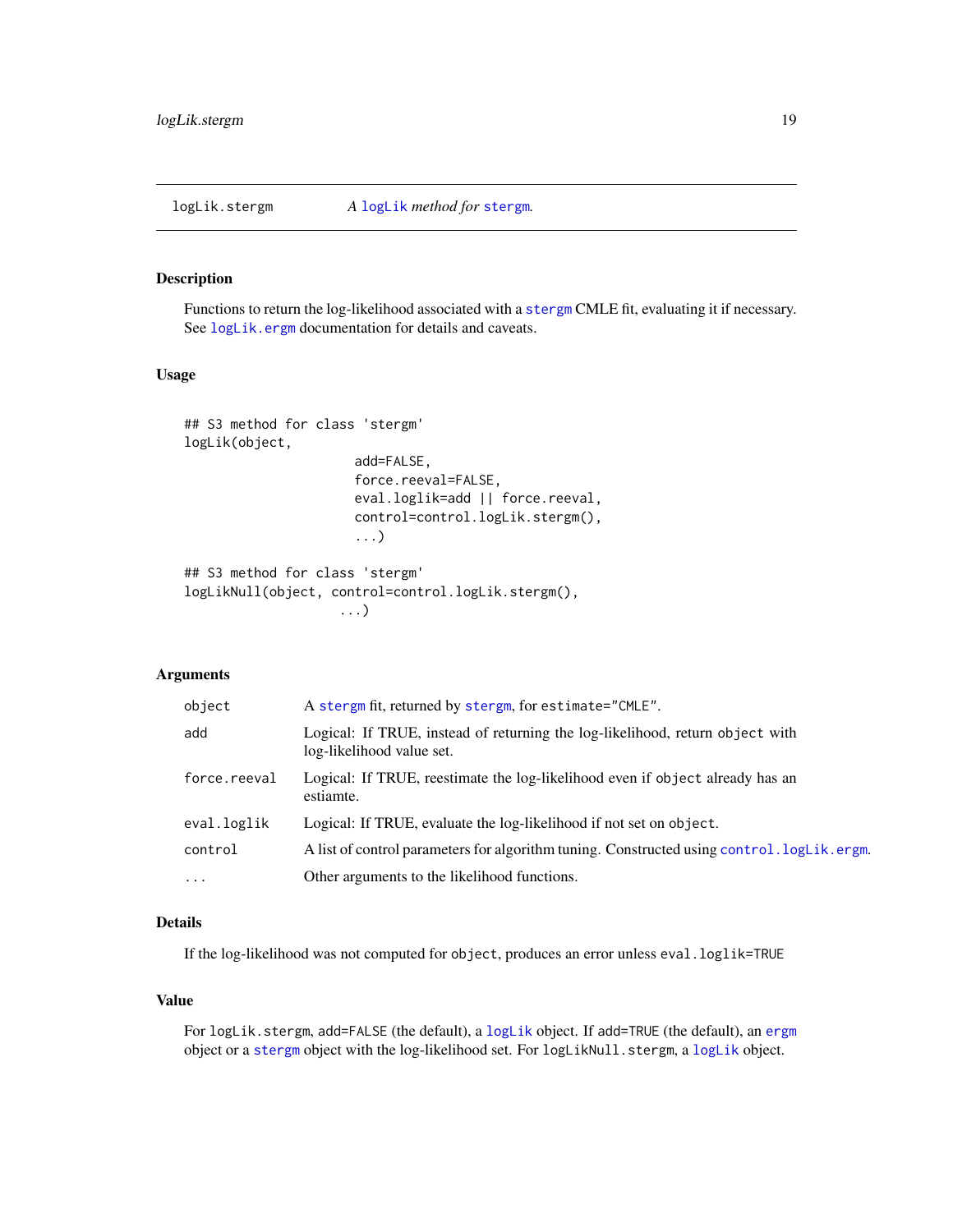## logLik.stergm — *A* `logLik` *method for* `stergm`.

### Description

Functions to return the log-likelihood associated with a `stergm` CMLE fit, evaluating it if necessary. See `logLik.ergm` documentation for details and caveats.

### Usage

```
## S3 method for class 'stergm'
logLik(object,
                    add=FALSE,
                    force.reeval=FALSE,
                    eval.loglik=add || force.reeval,
                    control=control.logLik.stergm(),
                    ...)

## S3 method for class 'stergm'
logLikNull(object, control=control.logLik.stergm(),
                   ...)
```

### Arguments

| | |
|---|---|
| `object` | A `stergm` fit, returned by `stergm`, for `estimate="CMLE"`. |
| `add` | Logical: If TRUE, instead of returning the log-likelihood, return `object` with log-likelihood value set. |
| `force.reeval` | Logical: If TRUE, reestimate the log-likelihood even if `object` already has an estiamte. |
| `eval.loglik` | Logical: If TRUE, evaluate the log-likelihood if not set on `object`. |
| `control` | A list of control parameters for algorithm tuning. Constructed using `control.logLik.ergm`. |
| `...` | Other arguments to the likelihood functions. |

### Details

If the log-likelihood was not computed for `object`, produces an error unless `eval.loglik=TRUE`

### Value

For `logLik.stergm`, `add=FALSE` (the default), a `logLik` object. If `add=TRUE` (the default), an `ergm` object or a `stergm` object with the log-likelihood set. For `logLikNull.stergm`, a `logLik` object.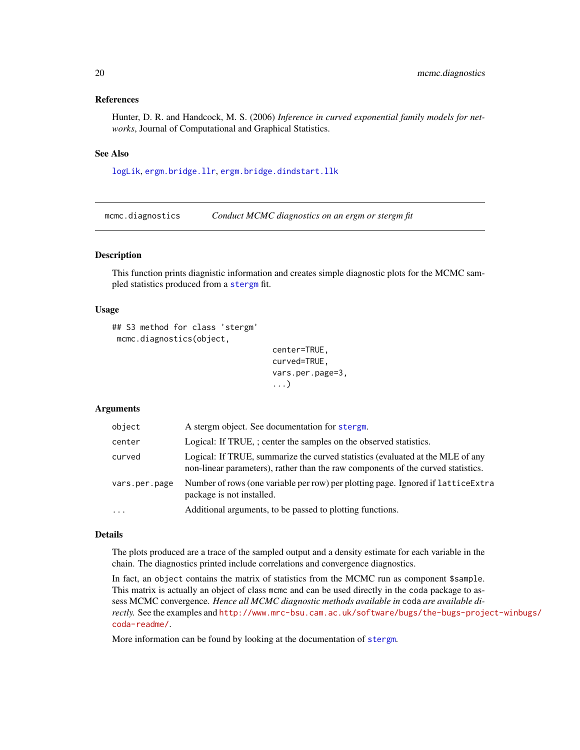### References

Hunter, D. R. and Handcock, M. S. (2006) *Inference in curved exponential family models for networks*, Journal of Computational and Graphical Statistics.

### See Also

logLik, ergm.bridge.llr, ergm.bridge.dindstart.llk

---

## mcmc.diagnostics — *Conduct MCMC diagnostics on an ergm or stergm fit*

### Description

This function prints diagnistic information and creates simple diagnostic plots for the MCMC sampled statistics produced from a stergm fit.

### Usage

```
## S3 method for class 'stergm'
 mcmc.diagnostics(object,
                                    center=TRUE,
                                    curved=TRUE,
                                    vars.per.page=3,
                                    ...)
```

### Arguments

| | |
|---|---|
| `object` | A stergm object. See documentation for stergm. |
| `center` | Logical: If TRUE, ; center the samples on the observed statistics. |
| `curved` | Logical: If TRUE, summarize the curved statistics (evaluated at the MLE of any non-linear parameters), rather than the raw components of the curved statistics. |
| `vars.per.page` | Number of rows (one variable per row) per plotting page. Ignored if `latticeExtra` package is not installed. |
| `...` | Additional arguments, to be passed to plotting functions. |

### Details

The plots produced are a trace of the sampled output and a density estimate for each variable in the chain. The diagnostics printed include correlations and convergence diagnostics.

In fact, an `object` contains the matrix of statistics from the MCMC run as component `$sample`. This matrix is actually an object of class `mcmc` and can be used directly in the `coda` package to assess MCMC convergence. *Hence all MCMC diagnostic methods available in* `coda` *are available directly.* See the examples and http://www.mrc-bsu.cam.ac.uk/software/bugs/the-bugs-project-winbugs/coda-readme/.

More information can be found by looking at the documentation of stergm.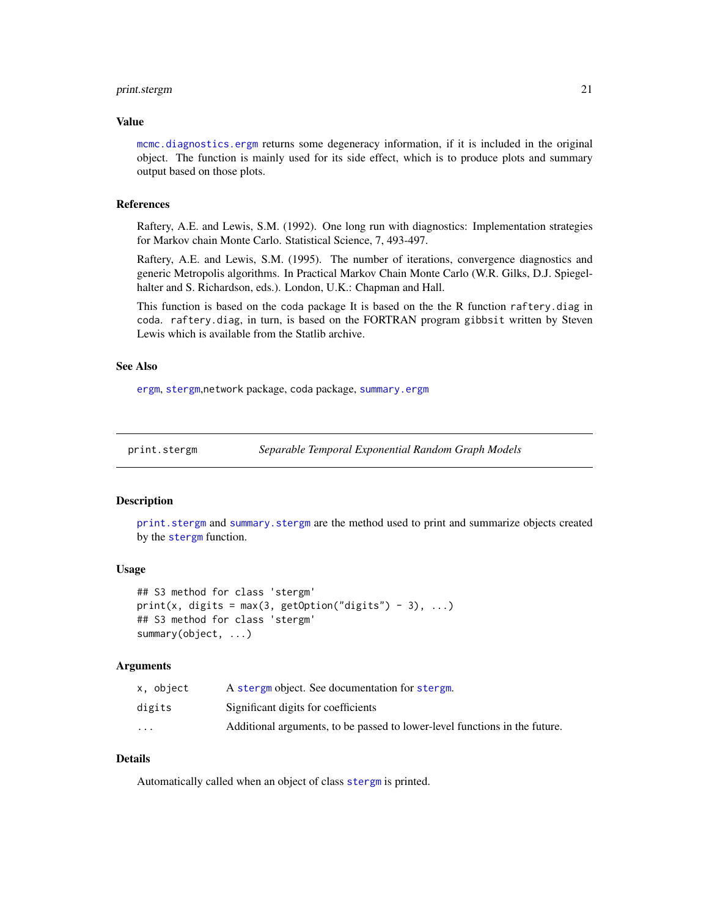### Value

`mcmc.diagnostics.ergm` returns some degeneracy information, if it is included in the original object. The function is mainly used for its side effect, which is to produce plots and summary output based on those plots.

### References

Raftery, A.E. and Lewis, S.M. (1992). One long run with diagnostics: Implementation strategies for Markov chain Monte Carlo. Statistical Science, 7, 493-497.

Raftery, A.E. and Lewis, S.M. (1995). The number of iterations, convergence diagnostics and generic Metropolis algorithms. In Practical Markov Chain Monte Carlo (W.R. Gilks, D.J. Spiegelhalter and S. Richardson, eds.). London, U.K.: Chapman and Hall.

This function is based on the coda package It is based on the the R function `raftery.diag` in coda. `raftery.diag`, in turn, is based on the FORTRAN program `gibbsit` written by Steven Lewis which is available from the Statlib archive.

### See Also

`ergm`, `stergm`,`network` package, `coda` package, `summary.ergm`

---

## print.stergm — *Separable Temporal Exponential Random Graph Models*

### Description

`print.stergm` and `summary.stergm` are the method used to print and summarize objects created by the `stergm` function.

### Usage

```
## S3 method for class 'stergm'
print(x, digits = max(3, getOption("digits") - 3), ...)
## S3 method for class 'stergm'
summary(object, ...)
```

### Arguments

| | |
|---|---|
| `x, object` | A `stergm` object. See documentation for `stergm`. |
| `digits` | Significant digits for coefficients |
| `...` | Additional arguments, to be passed to lower-level functions in the future. |

### Details

Automatically called when an object of class `stergm` is printed.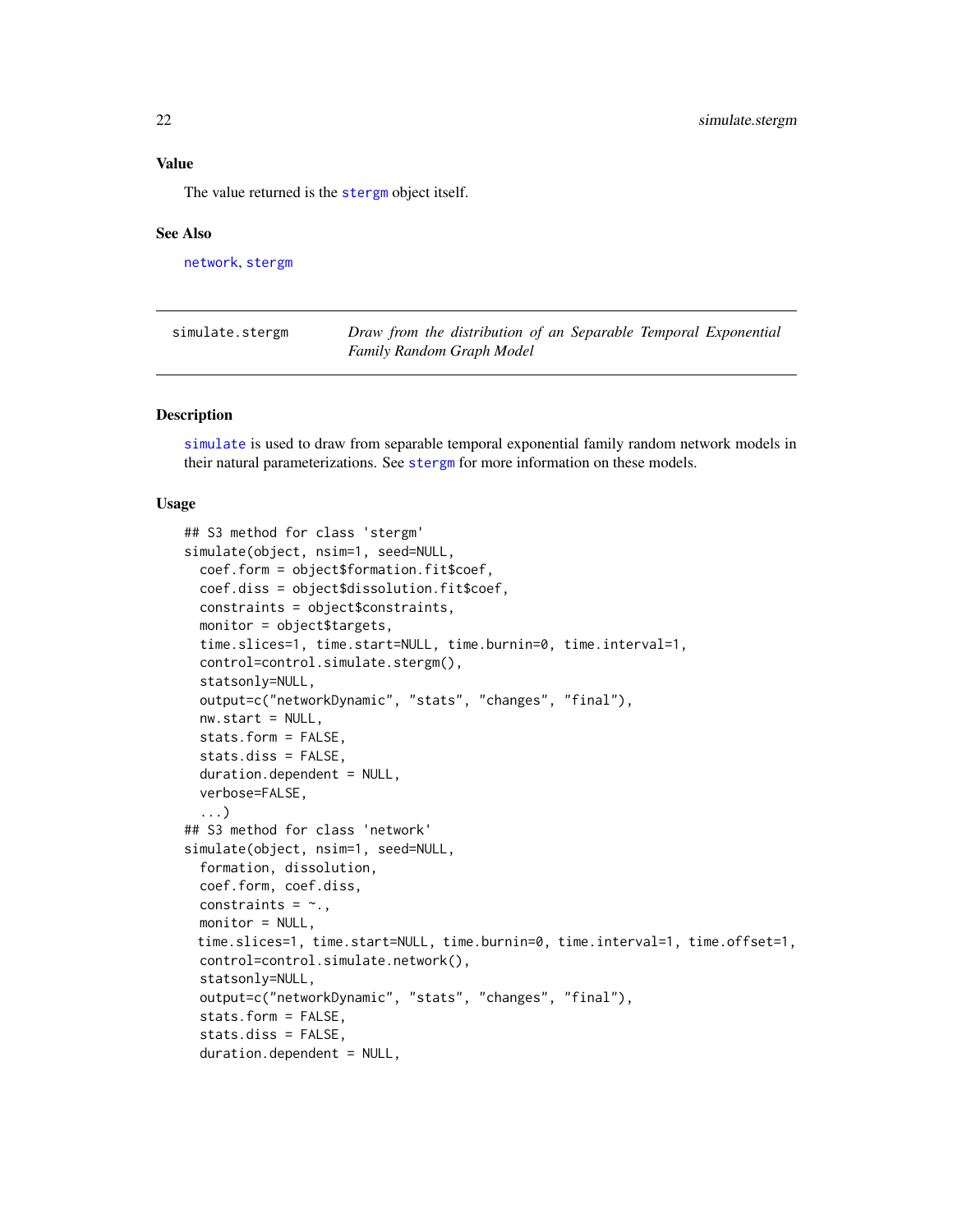## Value

The value returned is the stergm object itself.

## See Also

network, stergm

---

simulate.stergm — *Draw from the distribution of an Separable Temporal Exponential Family Random Graph Model*

---

## Description

simulate is used to draw from separable temporal exponential family random network models in their natural parameterizations. See stergm for more information on these models.

## Usage

```
## S3 method for class 'stergm'
simulate(object, nsim=1, seed=NULL,
  coef.form = object$formation.fit$coef,
  coef.diss = object$dissolution.fit$coef,
  constraints = object$constraints,
  monitor = object$targets,
  time.slices=1, time.start=NULL, time.burnin=0, time.interval=1,
  control=control.simulate.stergm(),
  statsonly=NULL,
  output=c("networkDynamic", "stats", "changes", "final"),
  nw.start = NULL,
  stats.form = FALSE,
  stats.diss = FALSE,
  duration.dependent = NULL,
  verbose=FALSE,
  ...)
## S3 method for class 'network'
simulate(object, nsim=1, seed=NULL,
  formation, dissolution,
  coef.form, coef.diss,
  constraints = ~.,
  monitor = NULL,
 time.slices=1, time.start=NULL, time.burnin=0, time.interval=1, time.offset=1,
  control=control.simulate.network(),
  statsonly=NULL,
  output=c("networkDynamic", "stats", "changes", "final"),
  stats.form = FALSE,
  stats.diss = FALSE,
  duration.dependent = NULL,
```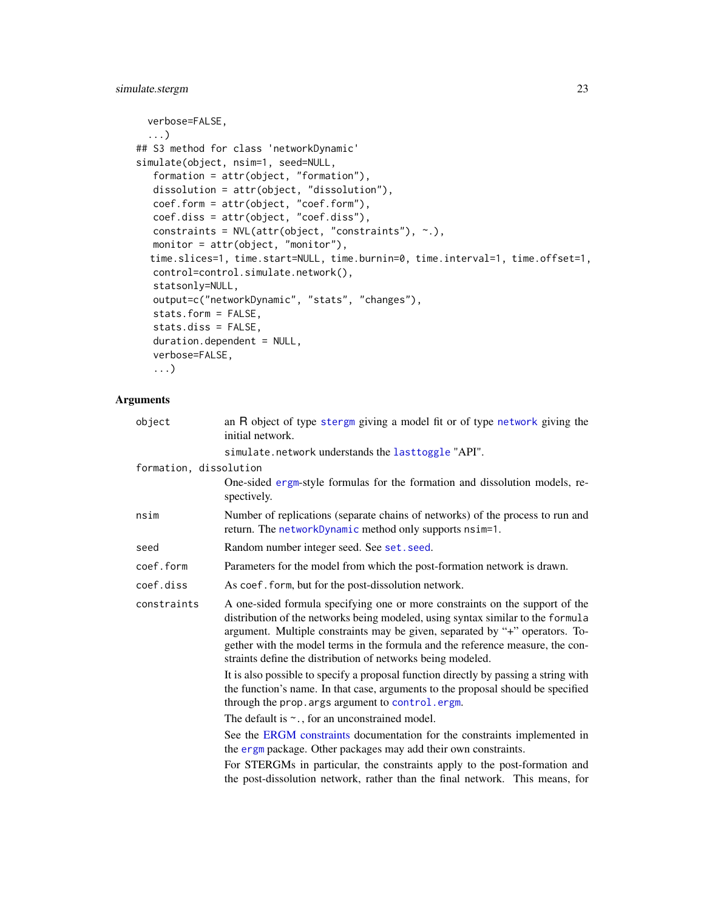```
  verbose=FALSE,
  ...)
## S3 method for class 'networkDynamic'
simulate(object, nsim=1, seed=NULL,
   formation = attr(object, "formation"),
   dissolution = attr(object, "dissolution"),
   coef.form = attr(object, "coef.form"),
   coef.diss = attr(object, "coef.diss"),
   constraints = NVL(attr(object, "constraints"), ~.),
   monitor = attr(object, "monitor"),
  time.slices=1, time.start=NULL, time.burnin=0, time.interval=1, time.offset=1,
   control=control.simulate.network(),
   statsonly=NULL,
   output=c("networkDynamic", "stats", "changes"),
   stats.form = FALSE,
   stats.diss = FALSE,
   duration.dependent = NULL,
   verbose=FALSE,
   ...)
```

## Arguments

`object` — an R object of type `stergm` giving a model fit or of type `network` giving the initial network.

`simulate.network` understands the `lasttoggle` "API".

`formation, dissolution` — One-sided `ergm`-style formulas for the formation and dissolution models, respectively.

`nsim` — Number of replications (separate chains of networks) of the process to run and return. The `networkDynamic` method only supports `nsim=1`.

`seed` — Random number integer seed. See `set.seed`.

`coef.form` — Parameters for the model from which the post-formation network is drawn.

`coef.diss` — As `coef.form`, but for the post-dissolution network.

`constraints` — A one-sided formula specifying one or more constraints on the support of the distribution of the networks being modeled, using syntax similar to the `formula` argument. Multiple constraints may be given, separated by "+" operators. Together with the model terms in the formula and the reference measure, the constraints define the distribution of networks being modeled.

It is also possible to specify a proposal function directly by passing a string with the function's name. In that case, arguments to the proposal should be specified through the `prop.args` argument to `control.ergm`.

The default is `~.`, for an unconstrained model.

See the ERGM constraints documentation for the constraints implemented in the `ergm` package. Other packages may add their own constraints.

For STERGMs in particular, the constraints apply to the post-formation and the post-dissolution network, rather than the final network. This means, for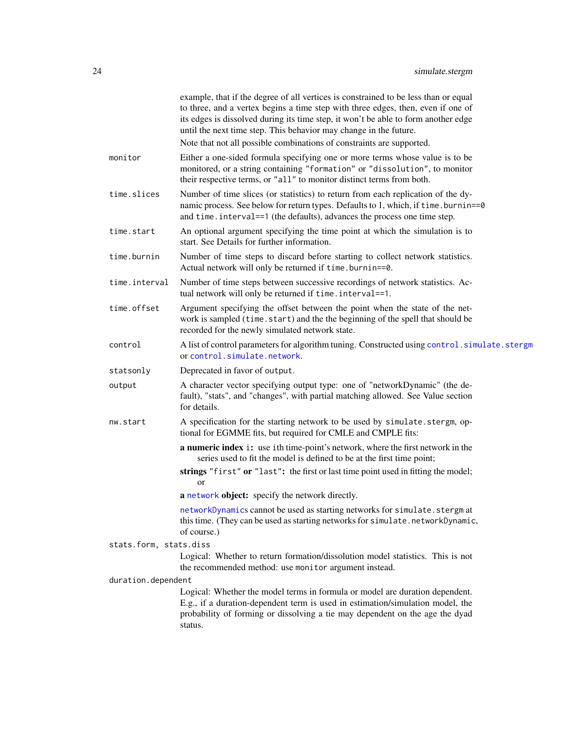example, that if the degree of all vertices is constrained to be less than or equal to three, and a vertex begins a time step with three edges, then, even if one of its edges is dissolved during its time step, it won't be able to form another edge until the next time step. This behavior may change in the future.

Note that not all possible combinations of constraints are supported.

`monitor`
: Either a one-sided formula specifying one or more terms whose value is to be monitored, or a string containing `"formation"` or `"dissolution"`, to monitor their respective terms, or `"all"` to monitor distinct terms from both.

`time.slices`
: Number of time slices (or statistics) to return from each replication of the dynamic process. See below for return types. Defaults to 1, which, if `time.burnin==0` and `time.interval==1` (the defaults), advances the process one time step.

`time.start`
: An optional argument specifying the time point at which the simulation is to start. See Details for further information.

`time.burnin`
: Number of time steps to discard before starting to collect network statistics. Actual network will only be returned if `time.burnin==0`.

`time.interval`
: Number of time steps between successive recordings of network statistics. Actual network will only be returned if `time.interval==1`.

`time.offset`
: Argument specifying the offset between the point when the state of the network is sampled (`time.start`) and the the beginning of the spell that should be recorded for the newly simulated network state.

`control`
: A list of control parameters for algorithm tuning. Constructed using `control.simulate.stergm` or `control.simulate.network`.

`statsonly`
: Deprecated in favor of `output`.

`output`
: A character vector specifying output type: one of "networkDynamic" (the default), "stats", and "changes", with partial matching allowed. See Value section for details.

`nw.start`
: A specification for the starting network to be used by `simulate.stergm`, optional for EGMME fits, but required for CMLE and CMPLE fits:

  **a numeric index** `i`**:** use `i`th time-point's network, where the first network in the series used to fit the model is defined to be at the first time point;

  **strings** `"first"` **or** `"last"`**:** the first or last time point used in fitting the model; or

  **a** `network` **object:** specify the network directly.

  `networkDynamic`s cannot be used as starting networks for `simulate.stergm` at this time. (They can be used as starting networks for `simulate.networkDynamic`, of course.)

`stats.form, stats.diss`
: Logical: Whether to return formation/dissolution model statistics. This is not the recommended method: use `monitor` argument instead.

`duration.dependent`
: Logical: Whether the model terms in formula or model are duration dependent. E.g., if a duration-dependent term is used in estimation/simulation model, the probability of forming or dissolving a tie may dependent on the age the dyad status.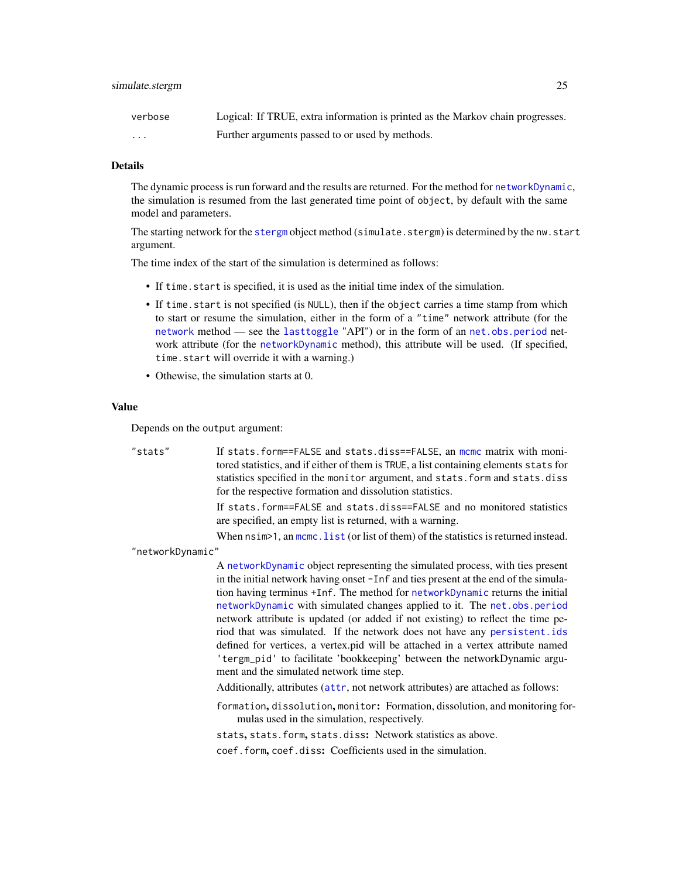`verbose` Logical: If TRUE, extra information is printed as the Markov chain progresses.

`...` Further arguments passed to or used by methods.

## Details

The dynamic process is run forward and the results are returned. For the method for `networkDynamic`, the simulation is resumed from the last generated time point of `object`, by default with the same model and parameters.

The starting network for the `stergm` object method (`simulate.stergm`) is determined by the `nw.start` argument.

The time index of the start of the simulation is determined as follows:

- If `time.start` is specified, it is used as the initial time index of the simulation.
- If `time.start` is not specified (is `NULL`), then if the `object` carries a time stamp from which to start or resume the simulation, either in the form of a `"time"` network attribute (for the `network` method — see the `lasttoggle` "API") or in the form of an `net.obs.period` network attribute (for the `networkDynamic` method), this attribute will be used. (If specified, `time.start` will override it with a warning.)
- Othewise, the simulation starts at 0.

## Value

Depends on the `output` argument:

`"stats"` If `stats.form==FALSE` and `stats.diss==FALSE`, an `mcmc` matrix with monitored statistics, and if either of them is `TRUE`, a list containing elements `stats` for statistics specified in the `monitor` argument, and `stats.form` and `stats.diss` for the respective formation and dissolution statistics.

If `stats.form==FALSE` and `stats.diss==FALSE` and no monitored statistics are specified, an empty list is returned, with a warning.

When `nsim>1`, an `mcmc.list` (or list of them) of the statistics is returned instead.

`"networkDynamic"`

A `networkDynamic` object representing the simulated process, with ties present in the initial network having onset `-Inf` and ties present at the end of the simulation having terminus `+Inf`. The method for `networkDynamic` returns the initial `networkDynamic` with simulated changes applied to it. The `net.obs.period` network attribute is updated (or added if not existing) to reflect the time period that was simulated. If the network does not have any `persistent.ids` defined for vertices, a vertex.pid will be attached in a vertex attribute named `'tergm_pid'` to facilitate 'bookkeeping' between the networkDynamic argument and the simulated network time step.

Additionally, attributes (`attr`, not network attributes) are attached as follows:

**`formation`, `dissolution`, `monitor`:** Formation, dissolution, and monitoring formulas used in the simulation, respectively.

**`stats`, `stats.form`, `stats.diss`:** Network statistics as above.

**`coef.form`, `coef.diss`:** Coefficients used in the simulation.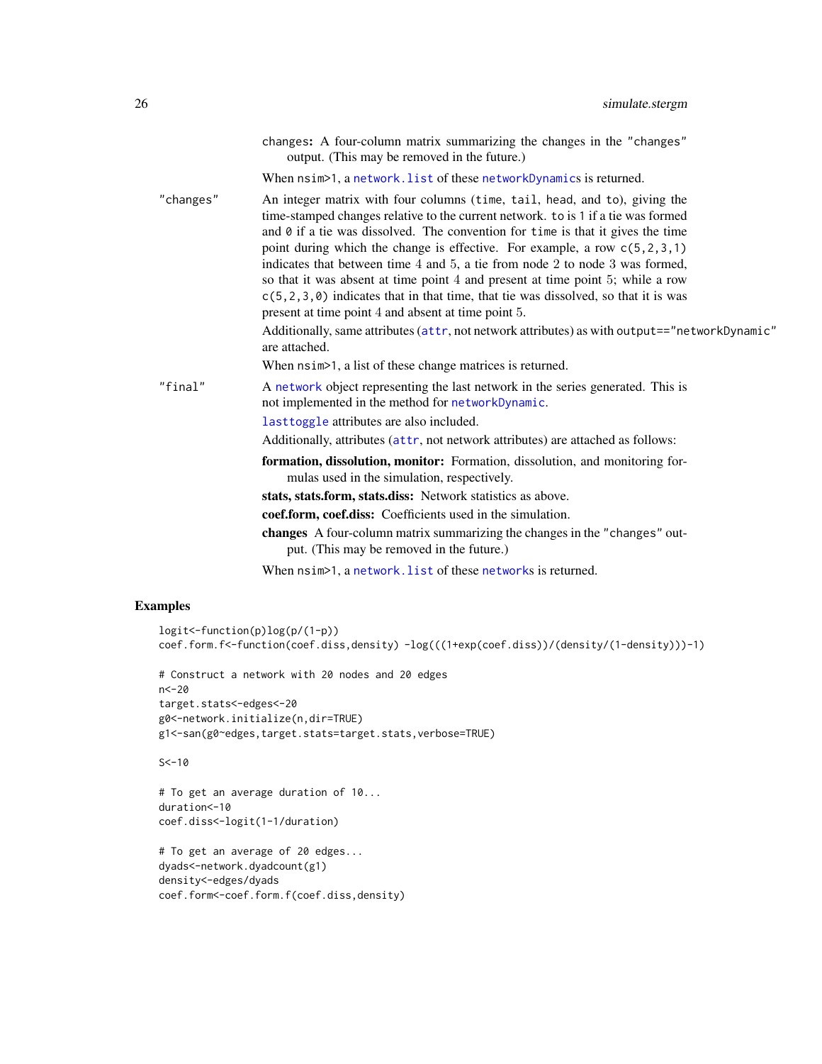changes: A four-column matrix summarizing the changes in the "changes" output. (This may be removed in the future.)

When nsim>1, a network.list of these networkDynamics is returned.

"changes" An integer matrix with four columns (time, tail, head, and to), giving the time-stamped changes relative to the current network. to is 1 if a tie was formed and 0 if a tie was dissolved. The convention for time is that it gives the time point during which the change is effective. For example, a row c(5,2,3,1) indicates that between time 4 and 5, a tie from node 2 to node 3 was formed, so that it was absent at time point 4 and present at time point 5; while a row c(5,2,3,0) indicates that in that time, that tie was dissolved, so that it is was present at time point 4 and absent at time point 5.

Additionally, same attributes (attr, not network attributes) as with output=="networkDynamic" are attached.

When nsim>1, a list of these change matrices is returned.

"final" A network object representing the last network in the series generated. This is not implemented in the method for networkDynamic.

lasttoggle attributes are also included.

Additionally, attributes (attr, not network attributes) are attached as follows:

**formation, dissolution, monitor:** Formation, dissolution, and monitoring formulas used in the simulation, respectively.

**stats, stats.form, stats.diss:** Network statistics as above.

**coef.form, coef.diss:** Coefficients used in the simulation.

**changes** A four-column matrix summarizing the changes in the "changes" output. (This may be removed in the future.)

When nsim>1, a network.list of these networks is returned.

## Examples

```
logit<-function(p)log(p/(1-p))
coef.form.f<-function(coef.diss,density) -log(((1+exp(coef.diss))/(density/(1-density)))-1)

# Construct a network with 20 nodes and 20 edges
n<-20
target.stats<-edges<-20
g0<-network.initialize(n,dir=TRUE)
g1<-san(g0~edges,target.stats=target.stats,verbose=TRUE)

S<-10

# To get an average duration of 10...
duration<-10
coef.diss<-logit(1-1/duration)

# To get an average of 20 edges...
dyads<-network.dyadcount(g1)
density<-edges/dyads
coef.form<-coef.form.f(coef.diss,density)
```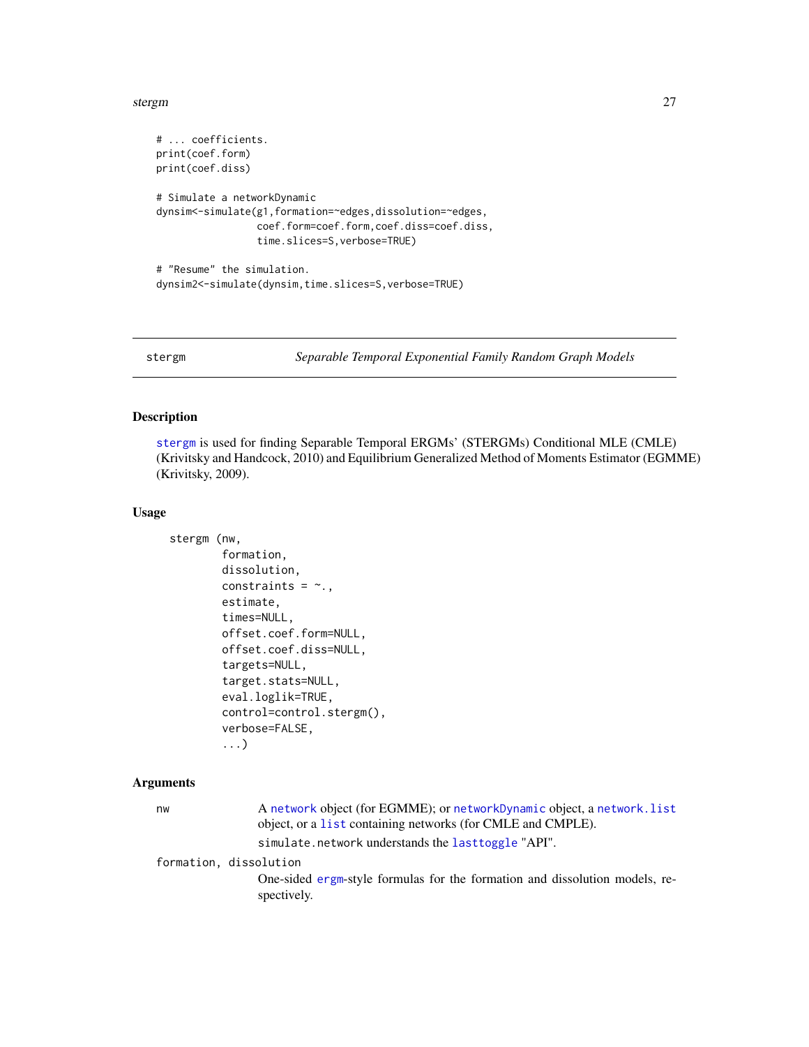```
# ... coefficients.
print(coef.form)
print(coef.diss)

# Simulate a networkDynamic
dynsim<-simulate(g1,formation=~edges,dissolution=~edges,
                 coef.form=coef.form,coef.diss=coef.diss,
                 time.slices=S,verbose=TRUE)

# "Resume" the simulation.
dynsim2<-simulate(dynsim,time.slices=S,verbose=TRUE)
```

---

## stergm — *Separable Temporal Exponential Family Random Graph Models*

### Description

stergm is used for finding Separable Temporal ERGMs' (STERGMs) Conditional MLE (CMLE) (Krivitsky and Handcock, 2010) and Equilibrium Generalized Method of Moments Estimator (EGMME) (Krivitsky, 2009).

### Usage

```
stergm (nw,
        formation,
        dissolution,
        constraints = ~.,
        estimate,
        times=NULL,
        offset.coef.form=NULL,
        offset.coef.diss=NULL,
        targets=NULL,
        target.stats=NULL,
        eval.loglik=TRUE,
        control=control.stergm(),
        verbose=FALSE,
        ...)
```

### Arguments

`nw` — A network object (for EGMME); or networkDynamic object, a network.list object, or a list containing networks (for CMLE and CMPLE).

simulate.network understands the lasttoggle "API".

`formation, dissolution` — One-sided ergm-style formulas for the formation and dissolution models, respectively.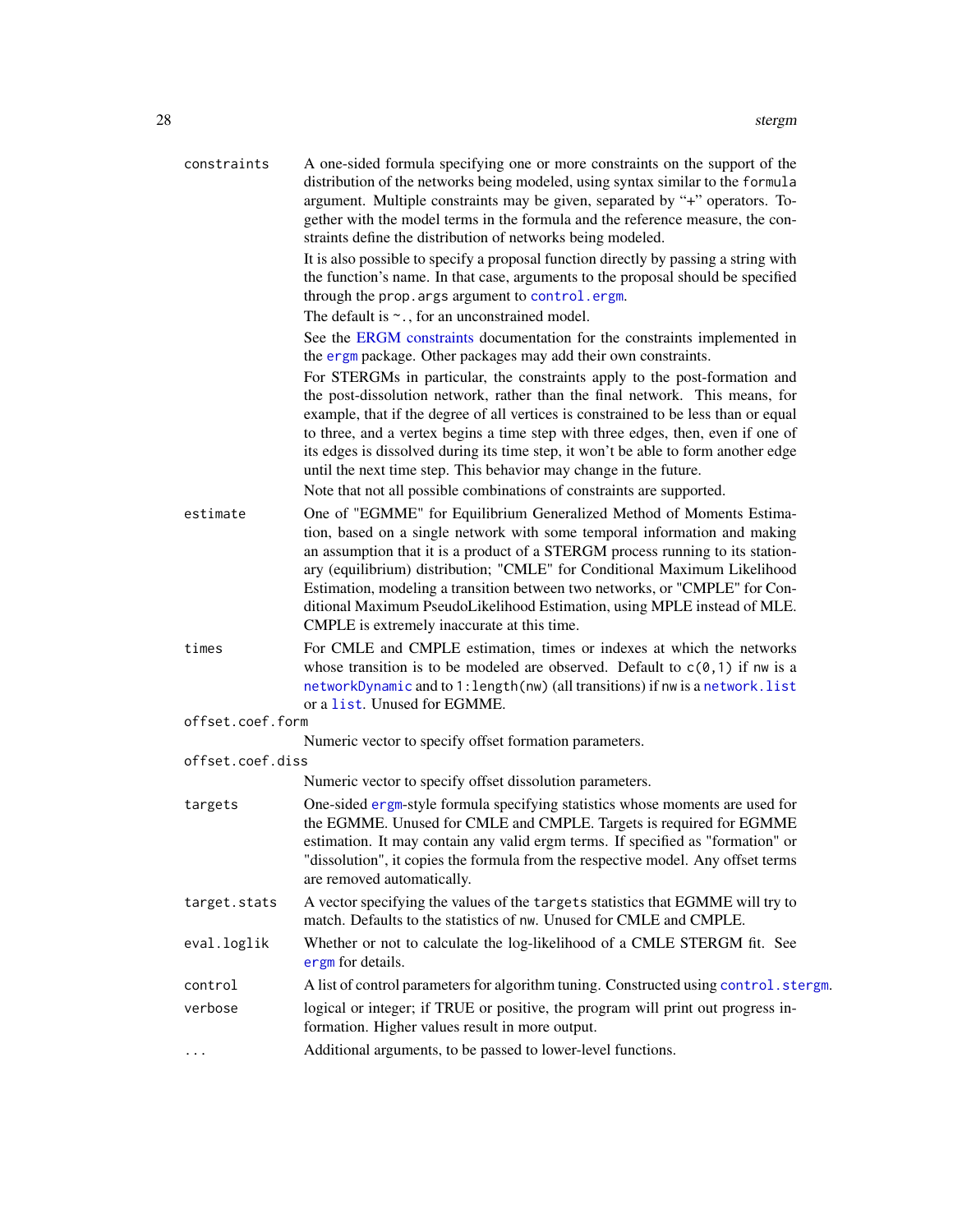**constraints** A one-sided formula specifying one or more constraints on the support of the distribution of the networks being modeled, using syntax similar to the `formula` argument. Multiple constraints may be given, separated by "+" operators. Together with the model terms in the formula and the reference measure, the constraints define the distribution of networks being modeled.

It is also possible to specify a proposal function directly by passing a string with the function's name. In that case, arguments to the proposal should be specified through the `prop.args` argument to `control.ergm`.

The default is `~.`, for an unconstrained model.

See the ERGM constraints documentation for the constraints implemented in the `ergm` package. Other packages may add their own constraints.

For STERGMs in particular, the constraints apply to the post-formation and the post-dissolution network, rather than the final network. This means, for example, that if the degree of all vertices is constrained to be less than or equal to three, and a vertex begins a time step with three edges, then, even if one of its edges is dissolved during its time step, it won't be able to form another edge until the next time step. This behavior may change in the future.

Note that not all possible combinations of constraints are supported.

**estimate** One of "EGMME" for Equilibrium Generalized Method of Moments Estimation, based on a single network with some temporal information and making an assumption that it is a product of a STERGM process running to its stationary (equilibrium) distribution; "CMLE" for Conditional Maximum Likelihood Estimation, modeling a transition between two networks, or "CMPLE" for Conditional Maximum PseudoLikelihood Estimation, using MPLE instead of MLE. CMPLE is extremely inaccurate at this time.

**times** For CMLE and CMPLE estimation, times or indexes at which the networks whose transition is to be modeled are observed. Default to `c(0,1)` if `nw` is a `networkDynamic` and to `1:length(nw)` (all transitions) if `nw` is a `network.list` or a `list`. Unused for EGMME.

**offset.coef.form** Numeric vector to specify offset formation parameters.

**offset.coef.diss** Numeric vector to specify offset dissolution parameters.

**targets** One-sided `ergm`-style formula specifying statistics whose moments are used for the EGMME. Unused for CMLE and CMPLE. Targets is required for EGMME estimation. It may contain any valid ergm terms. If specified as "formation" or "dissolution", it copies the formula from the respective model. Any offset terms are removed automatically.

**target.stats** A vector specifying the values of the `targets` statistics that EGMME will try to match. Defaults to the statistics of `nw`. Unused for CMLE and CMPLE.

**eval.loglik** Whether or not to calculate the log-likelihood of a CMLE STERGM fit. See `ergm` for details.

**control** A list of control parameters for algorithm tuning. Constructed using `control.stergm`.

**verbose** logical or integer; if TRUE or positive, the program will print out progress information. Higher values result in more output.

**...** Additional arguments, to be passed to lower-level functions.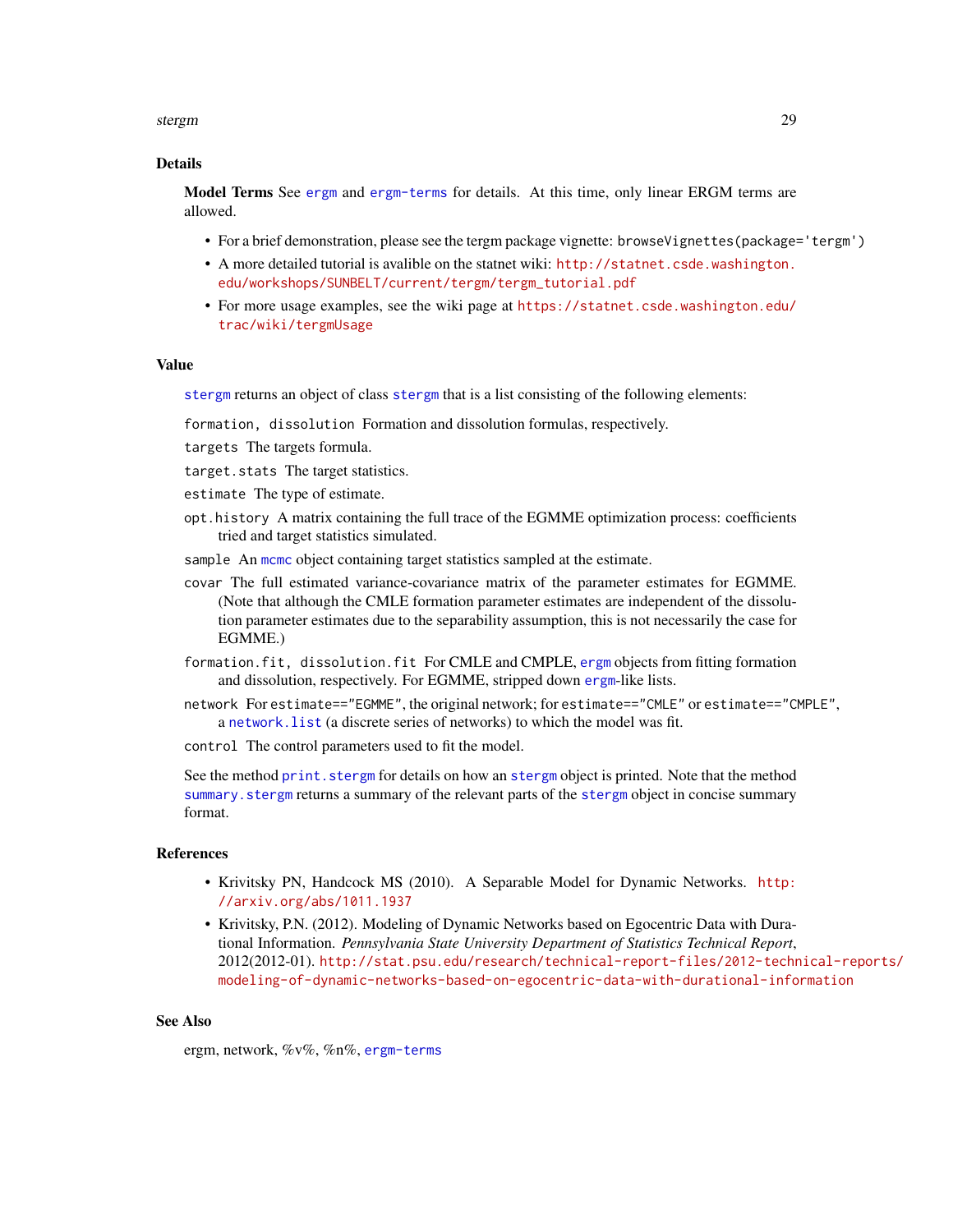## Details

**Model Terms** See ergm and ergm-terms for details. At this time, only linear ERGM terms are allowed.

- For a brief demonstration, please see the tergm package vignette: `browseVignettes(package='tergm')`
- A more detailed tutorial is avalible on the statnet wiki: http://statnet.csde.washington.edu/workshops/SUNBELT/current/tergm/tergm_tutorial.pdf
- For more usage examples, see the wiki page at https://statnet.csde.washington.edu/trac/wiki/tergmUsage

## Value

stergm returns an object of class stergm that is a list consisting of the following elements:

`formation, dissolution` Formation and dissolution formulas, respectively.

`targets` The targets formula.

`target.stats` The target statistics.

`estimate` The type of estimate.

`opt.history` A matrix containing the full trace of the EGMME optimization process: coefficients tried and target statistics simulated.

`sample` An mcmc object containing target statistics sampled at the estimate.

`covar` The full estimated variance-covariance matrix of the parameter estimates for EGMME. (Note that although the CMLE formation parameter estimates are independent of the dissolution parameter estimates due to the separability assumption, this is not necessarily the case for EGMME.)

`formation.fit, dissolution.fit` For CMLE and CMPLE, ergm objects from fitting formation and dissolution, respectively. For EGMME, stripped down ergm-like lists.

`network` For `estimate=="EGMME"`, the original network; for `estimate=="CMLE"` or `estimate=="CMPLE"`, a network.list (a discrete series of networks) to which the model was fit.

`control` The control parameters used to fit the model.

See the method print.stergm for details on how an stergm object is printed. Note that the method summary.stergm returns a summary of the relevant parts of the stergm object in concise summary format.

## References

- Krivitsky PN, Handcock MS (2010). A Separable Model for Dynamic Networks. http://arxiv.org/abs/1011.1937
- Krivitsky, P.N. (2012). Modeling of Dynamic Networks based on Egocentric Data with Durational Information. *Pennsylvania State University Department of Statistics Technical Report*, 2012(2012-01). http://stat.psu.edu/research/technical-report-files/2012-technical-reports/modeling-of-dynamic-networks-based-on-egocentric-data-with-durational-information

## See Also

ergm, network, %v%, %n%, ergm-terms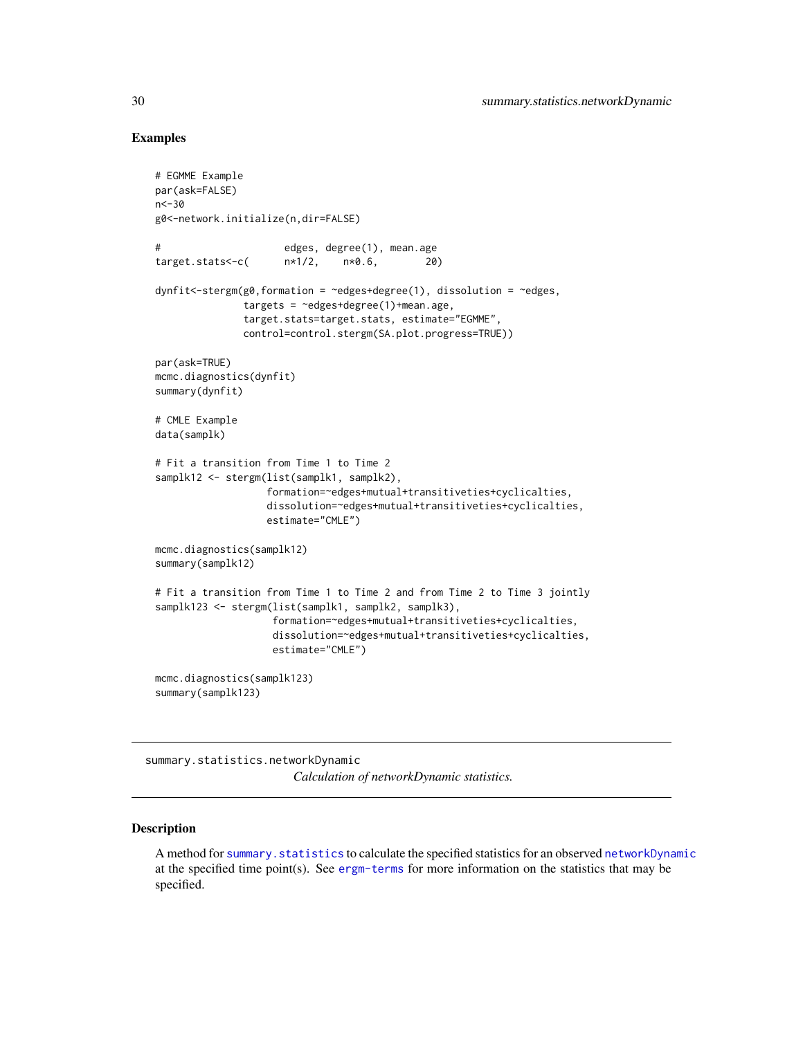## Examples

```
# EGMME Example
par(ask=FALSE)
n<-30
g0<-network.initialize(n,dir=FALSE)

#                     edges, degree(1), mean.age
target.stats<-c(      n*1/2,    n*0.6,        20)

dynfit<-stergm(g0,formation = ~edges+degree(1), dissolution = ~edges,
               targets = ~edges+degree(1)+mean.age,
               target.stats=target.stats, estimate="EGMME",
               control=control.stergm(SA.plot.progress=TRUE))

par(ask=TRUE)
mcmc.diagnostics(dynfit)
summary(dynfit)

# CMLE Example
data(samplk)

# Fit a transition from Time 1 to Time 2
samplk12 <- stergm(list(samplk1, samplk2),
                   formation=~edges+mutual+transitiveties+cyclicalties,
                   dissolution=~edges+mutual+transitiveties+cyclicalties,
                   estimate="CMLE")

mcmc.diagnostics(samplk12)
summary(samplk12)

# Fit a transition from Time 1 to Time 2 and from Time 2 to Time 3 jointly
samplk123 <- stergm(list(samplk1, samplk2, samplk3),
                    formation=~edges+mutual+transitiveties+cyclicalties,
                    dissolution=~edges+mutual+transitiveties+cyclicalties,
                    estimate="CMLE")

mcmc.diagnostics(samplk123)
summary(samplk123)
```

---

summary.statistics.networkDynamic
*Calculation of networkDynamic statistics.*

---

## Description

A method for `summary.statistics` to calculate the specified statistics for an observed `networkDynamic` at the specified time point(s). See `ergm-terms` for more information on the statistics that may be specified.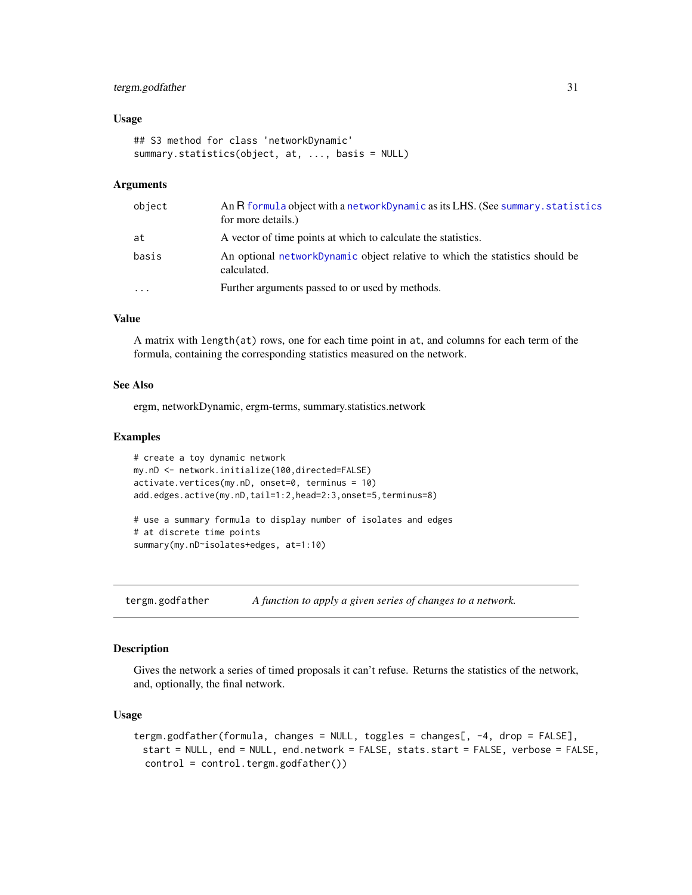### Usage

```
## S3 method for class 'networkDynamic'
summary.statistics(object, at, ..., basis = NULL)
```

### Arguments

| | |
|---|---|
| object | An R formula object with a networkDynamic as its LHS. (See summary.statistics for more details.) |
| at | A vector of time points at which to calculate the statistics. |
| basis | An optional networkDynamic object relative to which the statistics should be calculated. |
| ... | Further arguments passed to or used by methods. |

### Value

A matrix with `length(at)` rows, one for each time point in `at`, and columns for each term of the formula, containing the corresponding statistics measured on the network.

### See Also

ergm, networkDynamic, ergm-terms, summary.statistics.network

### Examples

```
# create a toy dynamic network
my.nD <- network.initialize(100,directed=FALSE)
activate.vertices(my.nD, onset=0, terminus = 10)
add.edges.active(my.nD,tail=1:2,head=2:3,onset=5,terminus=8)

# use a summary formula to display number of isolates and edges
# at discrete time points
summary(my.nD~isolates+edges, at=1:10)
```

---

## tergm.godfather — *A function to apply a given series of changes to a network.*

### Description

Gives the network a series of timed proposals it can't refuse. Returns the statistics of the network, and, optionally, the final network.

### Usage

```
tergm.godfather(formula, changes = NULL, toggles = changes[, -4, drop = FALSE],
  start = NULL, end = NULL, end.network = FALSE, stats.start = FALSE, verbose = FALSE,
  control = control.tergm.godfather())
```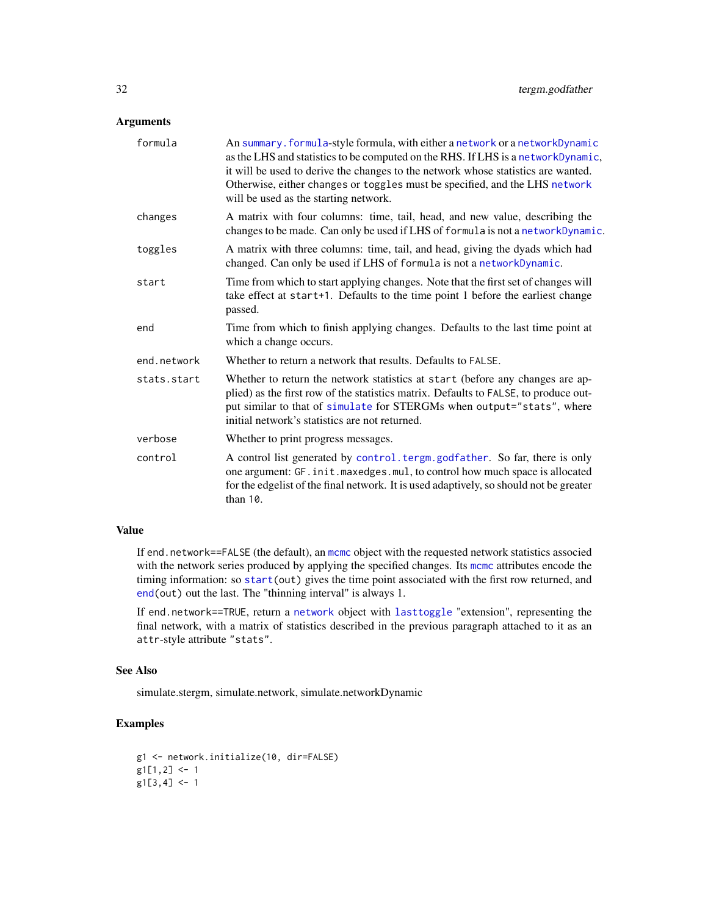### Arguments

| | |
|---|---|
| `formula` | An `summary.formula`-style formula, with either a `network` or a `networkDynamic` as the LHS and statistics to be computed on the RHS. If LHS is a `networkDynamic`, it will be used to derive the changes to the network whose statistics are wanted. Otherwise, either `changes` or `toggles` must be specified, and the LHS `network` will be used as the starting network. |
| `changes` | A matrix with four columns: time, tail, head, and new value, describing the changes to be made. Can only be used if LHS of `formula` is not a `networkDynamic`. |
| `toggles` | A matrix with three columns: time, tail, and head, giving the dyads which had changed. Can only be used if LHS of `formula` is not a `networkDynamic`. |
| `start` | Time from which to start applying changes. Note that the first set of changes will take effect at `start+1`. Defaults to the time point 1 before the earliest change passed. |
| `end` | Time from which to finish applying changes. Defaults to the last time point at which a change occurs. |
| `end.network` | Whether to return a network that results. Defaults to `FALSE`. |
| `stats.start` | Whether to return the network statistics at `start` (before any changes are applied) as the first row of the statistics matrix. Defaults to `FALSE`, to produce output similar to that of `simulate` for STERGMs when `output="stats"`, where initial network's statistics are not returned. |
| `verbose` | Whether to print progress messages. |
| `control` | A control list generated by `control.tergm.godfather`. So far, there is only one argument: `GF.init.maxedges.mul`, to control how much space is allocated for the edgelist of the final network. It is used adaptively, so should not be greater than `10`. |

### Value

If `end.network==FALSE` (the default), an `mcmc` object with the requested network statistics associed with the network series produced by applying the specified changes. Its `mcmc` attributes encode the timing information: so `start(out)` gives the time point associated with the first row returned, and `end(out)` out the last. The "thinning interval" is always 1.

If `end.network==TRUE`, return a `network` object with `lasttoggle` "extension", representing the final network, with a matrix of statistics described in the previous paragraph attached to it as an `attr`-style attribute `"stats"`.

### See Also

simulate.stergm, simulate.network, simulate.networkDynamic

### Examples

```
g1 <- network.initialize(10, dir=FALSE)
g1[1,2] <- 1
g1[3,4] <- 1
```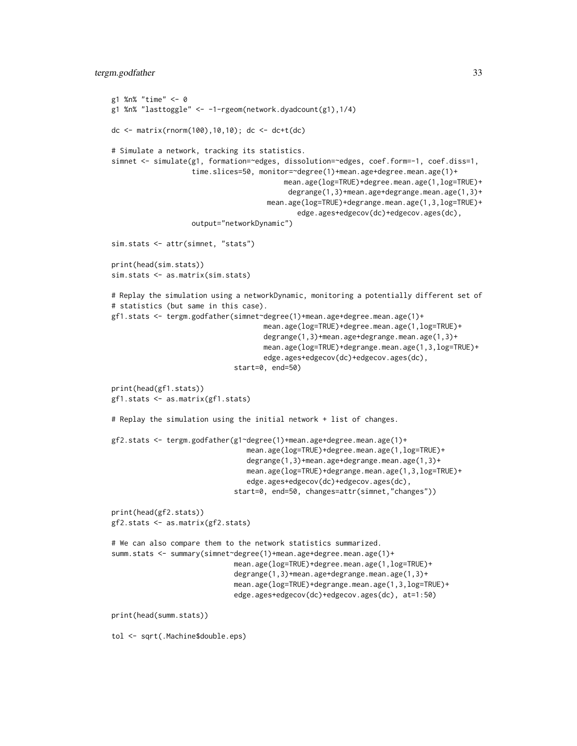```
g1 %n% "time" <- 0
g1 %n% "lasttoggle" <- -1-rgeom(network.dyadcount(g1),1/4)

dc <- matrix(rnorm(100),10,10); dc <- dc+t(dc)

# Simulate a network, tracking its statistics.
simnet <- simulate(g1, formation=~edges, dissolution=~edges, coef.form=-1, coef.diss=1,
                   time.slices=50, monitor=~degree(1)+mean.age+degree.mean.age(1)+
                                         mean.age(log=TRUE)+degree.mean.age(1,log=TRUE)+
                                          degrange(1,3)+mean.age+degrange.mean.age(1,3)+
                                     mean.age(log=TRUE)+degrange.mean.age(1,3,log=TRUE)+
                                            edge.ages+edgecov(dc)+edgecov.ages(dc),
                   output="networkDynamic")

sim.stats <- attr(simnet, "stats")

print(head(sim.stats))
sim.stats <- as.matrix(sim.stats)

# Replay the simulation using a networkDynamic, monitoring a potentially different set of
# statistics (but same in this case).
gf1.stats <- tergm.godfather(simnet~degree(1)+mean.age+degree.mean.age(1)+
                                    mean.age(log=TRUE)+degree.mean.age(1,log=TRUE)+
                                    degrange(1,3)+mean.age+degrange.mean.age(1,3)+
                                    mean.age(log=TRUE)+degrange.mean.age(1,3,log=TRUE)+
                                    edge.ages+edgecov(dc)+edgecov.ages(dc),
                             start=0, end=50)

print(head(gf1.stats))
gf1.stats <- as.matrix(gf1.stats)

# Replay the simulation using the initial network + list of changes.

gf2.stats <- tergm.godfather(g1~degree(1)+mean.age+degree.mean.age(1)+
                                mean.age(log=TRUE)+degree.mean.age(1,log=TRUE)+
                                degrange(1,3)+mean.age+degrange.mean.age(1,3)+
                                mean.age(log=TRUE)+degrange.mean.age(1,3,log=TRUE)+
                                edge.ages+edgecov(dc)+edgecov.ages(dc),
                             start=0, end=50, changes=attr(simnet,"changes"))

print(head(gf2.stats))
gf2.stats <- as.matrix(gf2.stats)

# We can also compare them to the network statistics summarized.
summ.stats <- summary(simnet~degree(1)+mean.age+degree.mean.age(1)+
                             mean.age(log=TRUE)+degree.mean.age(1,log=TRUE)+
                             degrange(1,3)+mean.age+degrange.mean.age(1,3)+
                             mean.age(log=TRUE)+degrange.mean.age(1,3,log=TRUE)+
                             edge.ages+edgecov(dc)+edgecov.ages(dc), at=1:50)

print(head(summ.stats))

tol <- sqrt(.Machine$double.eps)
```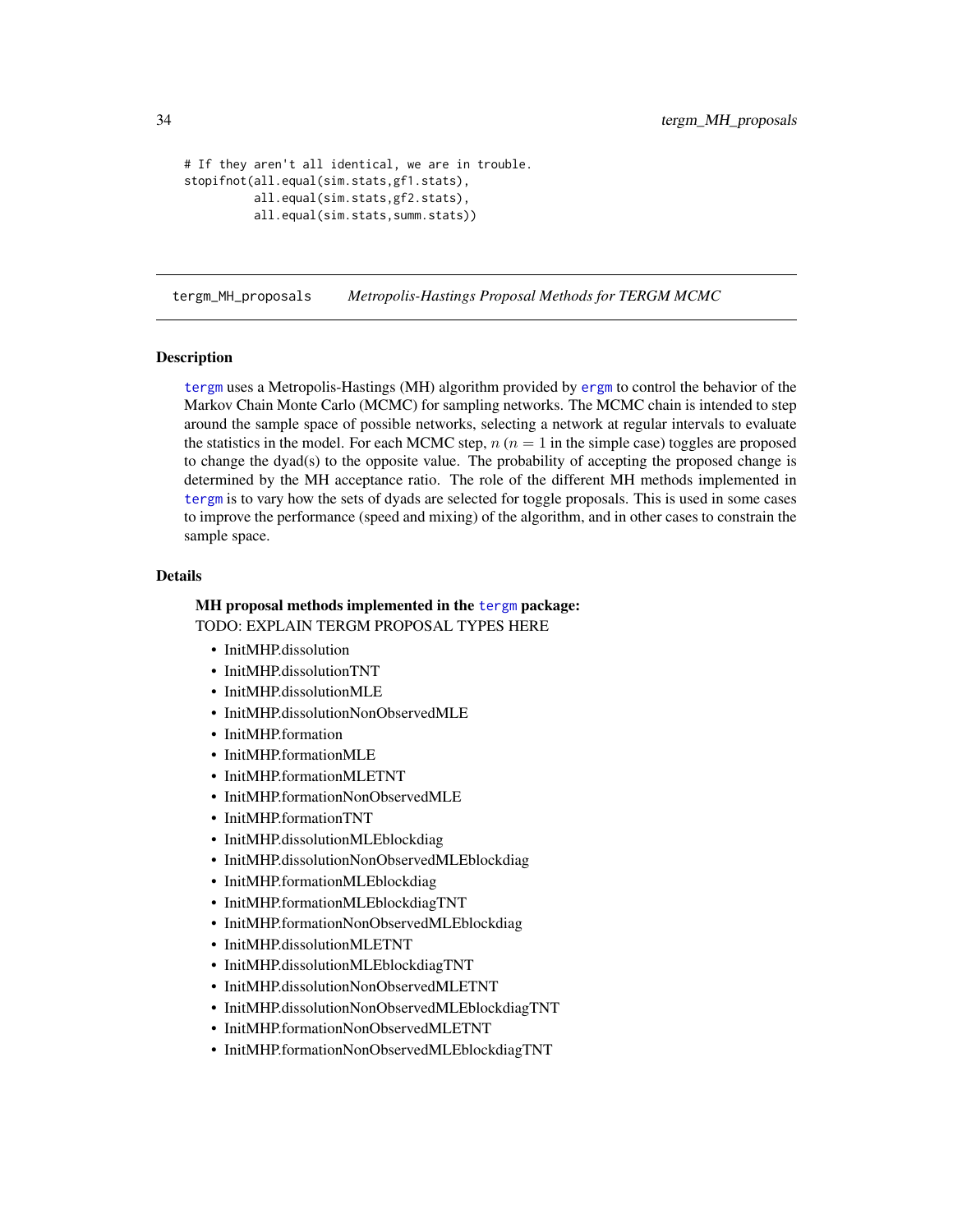```
# If they aren't all identical, we are in trouble.
stopifnot(all.equal(sim.stats,gf1.stats),
          all.equal(sim.stats,gf2.stats),
          all.equal(sim.stats,summ.stats))
```

## tergm_MH_proposals *Metropolis-Hastings Proposal Methods for TERGM MCMC*

### Description

tergm uses a Metropolis-Hastings (MH) algorithm provided by ergm to control the behavior of the Markov Chain Monte Carlo (MCMC) for sampling networks. The MCMC chain is intended to step around the sample space of possible networks, selecting a network at regular intervals to evaluate the statistics in the model. For each MCMC step, $n$ ($n = 1$ in the simple case) toggles are proposed to change the dyad(s) to the opposite value. The probability of accepting the proposed change is determined by the MH acceptance ratio. The role of the different MH methods implemented in tergm is to vary how the sets of dyads are selected for toggle proposals. This is used in some cases to improve the performance (speed and mixing) of the algorithm, and in other cases to constrain the sample space.

### Details

**MH proposal methods implemented in the tergm package:**
TODO: EXPLAIN TERGM PROPOSAL TYPES HERE

- InitMHP.dissolution
- InitMHP.dissolutionTNT
- InitMHP.dissolutionMLE
- InitMHP.dissolutionNonObservedMLE
- InitMHP.formation
- InitMHP.formationMLE
- InitMHP.formationMLETNT
- InitMHP.formationNonObservedMLE
- InitMHP.formationTNT
- InitMHP.dissolutionMLEblockdiag
- InitMHP.dissolutionNonObservedMLEblockdiag
- InitMHP.formationMLEblockdiag
- InitMHP.formationMLEblockdiagTNT
- InitMHP.formationNonObservedMLEblockdiag
- InitMHP.dissolutionMLETNT
- InitMHP.dissolutionMLEblockdiagTNT
- InitMHP.dissolutionNonObservedMLETNT
- InitMHP.dissolutionNonObservedMLEblockdiagTNT
- InitMHP.formationNonObservedMLETNT
- InitMHP.formationNonObservedMLEblockdiagTNT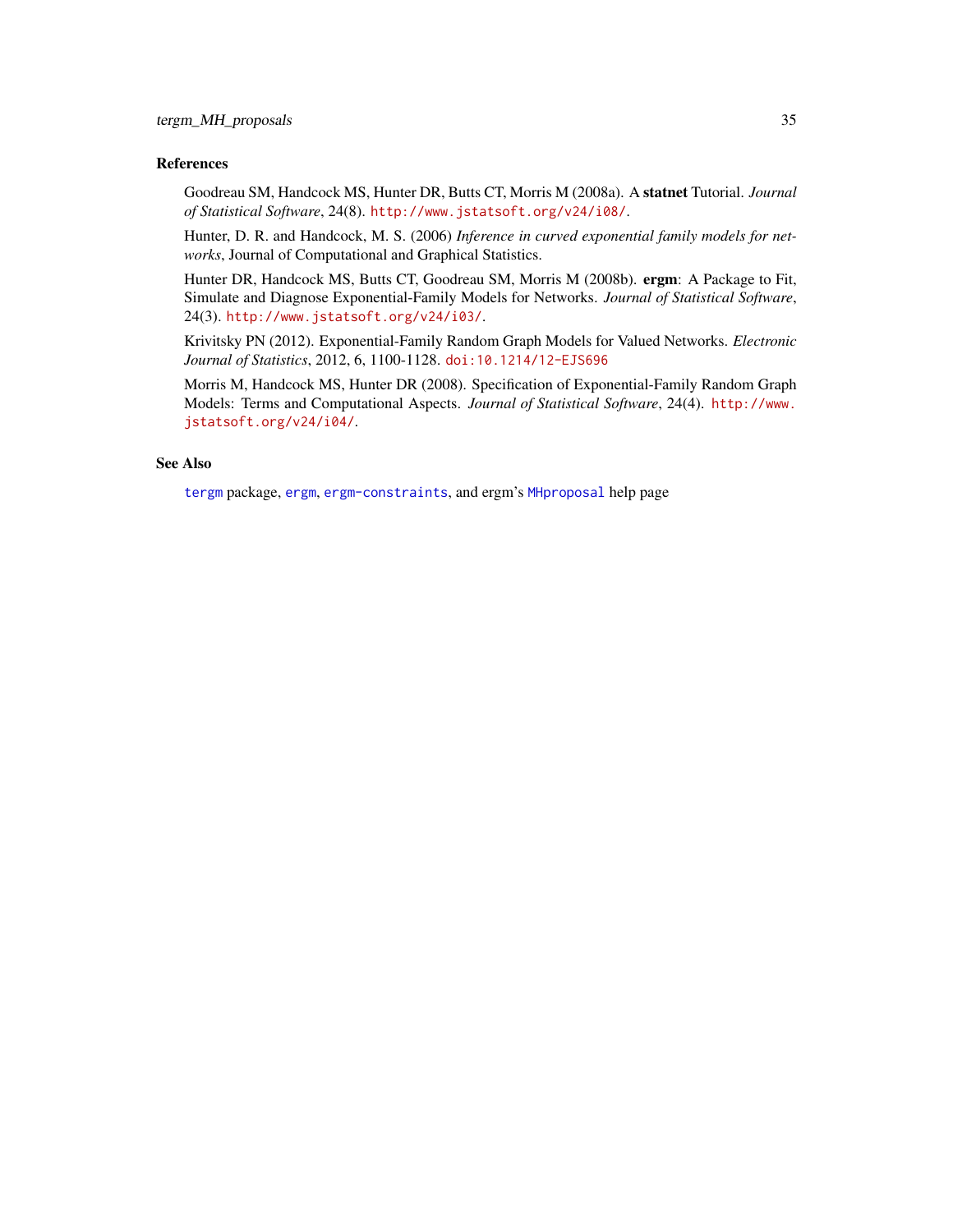## References

Goodreau SM, Handcock MS, Hunter DR, Butts CT, Morris M (2008a). A **statnet** Tutorial. *Journal of Statistical Software*, 24(8). `http://www.jstatsoft.org/v24/i08/`.

Hunter, D. R. and Handcock, M. S. (2006) *Inference in curved exponential family models for networks*, Journal of Computational and Graphical Statistics.

Hunter DR, Handcock MS, Butts CT, Goodreau SM, Morris M (2008b). **ergm**: A Package to Fit, Simulate and Diagnose Exponential-Family Models for Networks. *Journal of Statistical Software*, 24(3). `http://www.jstatsoft.org/v24/i03/`.

Krivitsky PN (2012). Exponential-Family Random Graph Models for Valued Networks. *Electronic Journal of Statistics*, 2012, 6, 1100-1128. `doi:10.1214/12-EJS696`

Morris M, Handcock MS, Hunter DR (2008). Specification of Exponential-Family Random Graph Models: Terms and Computational Aspects. *Journal of Statistical Software*, 24(4). `http://www.jstatsoft.org/v24/i04/`.

## See Also

`tergm` package, `ergm`, `ergm-constraints`, and ergm's `MHproposal` help page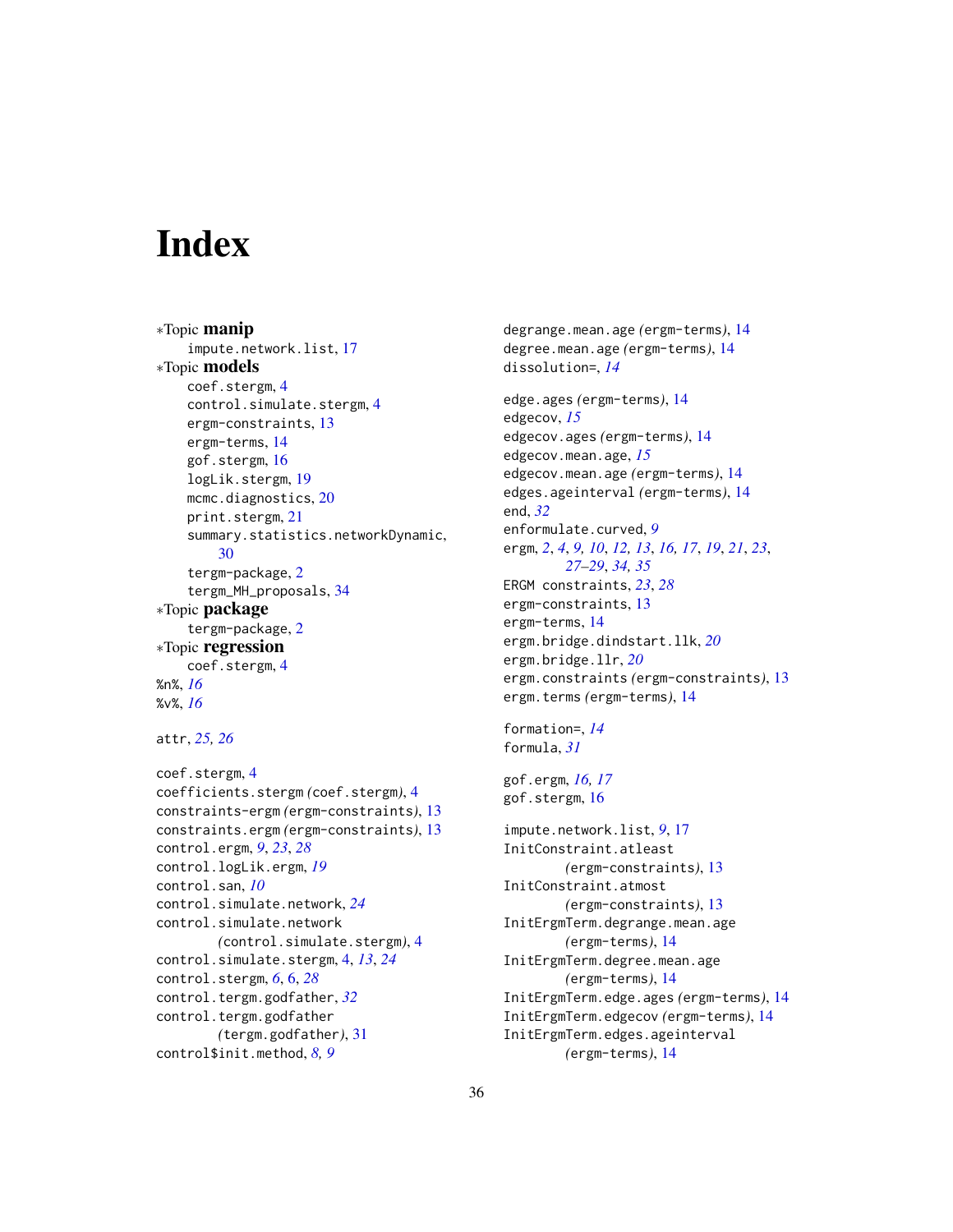# Index

∗Topic **manip**
- impute.network.list, 17

∗Topic **models**
- coef.stergm, 4
- control.simulate.stergm, 4
- ergm-constraints, 13
- ergm-terms, 14
- gof.stergm, 16
- logLik.stergm, 19
- mcmc.diagnostics, 20
- print.stergm, 21
- summary.statistics.networkDynamic, 30
- tergm-package, 2
- tergm_MH_proposals, 34

∗Topic **package**
- tergm-package, 2

∗Topic **regression**
- coef.stergm, 4

%n%, *16*
%v%, *16*

attr, *25, 26*

coef.stergm, 4
coefficients.stergm *(*coef.stergm*)*, 4
constraints-ergm *(*ergm-constraints*)*, 13
constraints.ergm *(*ergm-constraints*)*, 13
control.ergm, *9*, *23*, *28*
control.logLik.ergm, *19*
control.san, *10*
control.simulate.network, *24*
control.simulate.network *(*control.simulate.stergm*)*, 4
control.simulate.stergm, 4, *13*, *24*
control.stergm, *6*, 6, *28*
control.tergm.godfather, *32*
control.tergm.godfather *(*tergm.godfather*)*, 31
control$init.method, *8, 9*

degrange.mean.age *(*ergm-terms*)*, 14
degree.mean.age *(*ergm-terms*)*, 14
dissolution=, *14*

edge.ages *(*ergm-terms*)*, 14
edgecov, *15*
edgecov.ages *(*ergm-terms*)*, 14
edgecov.mean.age, *15*
edgecov.mean.age *(*ergm-terms*)*, 14
edges.ageinterval *(*ergm-terms*)*, 14
end, *32*
enformulate.curved, *9*
ergm, *2*, *4*, *9, 10*, *12, 13*, *16, 17*, *19*, *21*, *23*, *27–29*, *34, 35*
ERGM constraints, *23*, *28*
ergm-constraints, 13
ergm-terms, 14
ergm.bridge.dindstart.llk, *20*
ergm.bridge.llr, *20*
ergm.constraints *(*ergm-constraints*)*, 13
ergm.terms *(*ergm-terms*)*, 14

formation=, *14*
formula, *31*

gof.ergm, *16, 17*
gof.stergm, 16

impute.network.list, *9*, 17
InitConstraint.atleast *(*ergm-constraints*)*, 13
InitConstraint.atmost *(*ergm-constraints*)*, 13
InitErgmTerm.degrange.mean.age *(*ergm-terms*)*, 14
InitErgmTerm.degree.mean.age *(*ergm-terms*)*, 14
InitErgmTerm.edge.ages *(*ergm-terms*)*, 14
InitErgmTerm.edgecov *(*ergm-terms*)*, 14
InitErgmTerm.edges.ageinterval *(*ergm-terms*)*, 14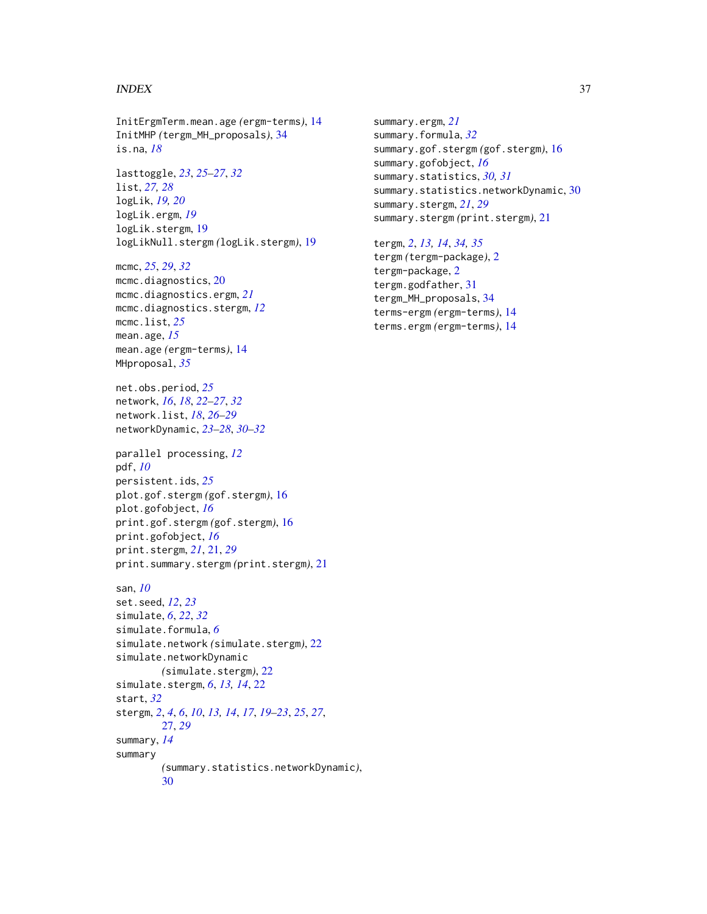InitErgmTerm.mean.age *(ergm-terms)*, 14
InitMHP *(tergm_MH_proposals)*, 34
is.na, *18*

lasttoggle, *23*, *25–27*, *32*
list, *27, 28*
logLik, *19, 20*
logLik.ergm, *19*
logLik.stergm, 19
logLikNull.stergm *(logLik.stergm)*, 19

mcmc, *25*, *29*, *32*
mcmc.diagnostics, 20
mcmc.diagnostics.ergm, *21*
mcmc.diagnostics.stergm, *12*
mcmc.list, *25*
mean.age, *15*
mean.age *(ergm-terms)*, 14
MHproposal, *35*

net.obs.period, *25*
network, *16*, *18*, *22–27*, *32*
network.list, *18*, *26–29*
networkDynamic, *23–28*, *30–32*

parallel processing, *12*
pdf, *10*
persistent.ids, *25*
plot.gof.stergm *(gof.stergm)*, 16
plot.gofobject, *16*
print.gof.stergm *(gof.stergm)*, 16
print.gofobject, *16*
print.stergm, *21*, 21, *29*
print.summary.stergm *(print.stergm)*, 21

san, *10*
set.seed, *12*, *23*
simulate, *6*, *22*, *32*
simulate.formula, *6*
simulate.network *(simulate.stergm)*, 22
simulate.networkDynamic *(simulate.stergm)*, 22
simulate.stergm, *6*, *13, 14*, 22
start, *32*
stergm, *2*, *4*, *6*, *10*, *13, 14*, *17*, *19–23*, *25*, *27*, *27*, *29*
summary, *14*
summary *(summary.statistics.networkDynamic)*, 30
summary.ergm, *21*
summary.formula, *32*
summary.gof.stergm *(gof.stergm)*, 16
summary.gofobject, *16*
summary.statistics, *30, 31*
summary.statistics.networkDynamic, 30
summary.stergm, *21*, *29*
summary.stergm *(print.stergm)*, 21

tergm, *2*, *13, 14*, *34, 35*
tergm *(tergm-package)*, 2
tergm-package, 2
tergm.godfather, 31
tergm_MH_proposals, 34
terms-ergm *(ergm-terms)*, 14
terms.ergm *(ergm-terms)*, 14